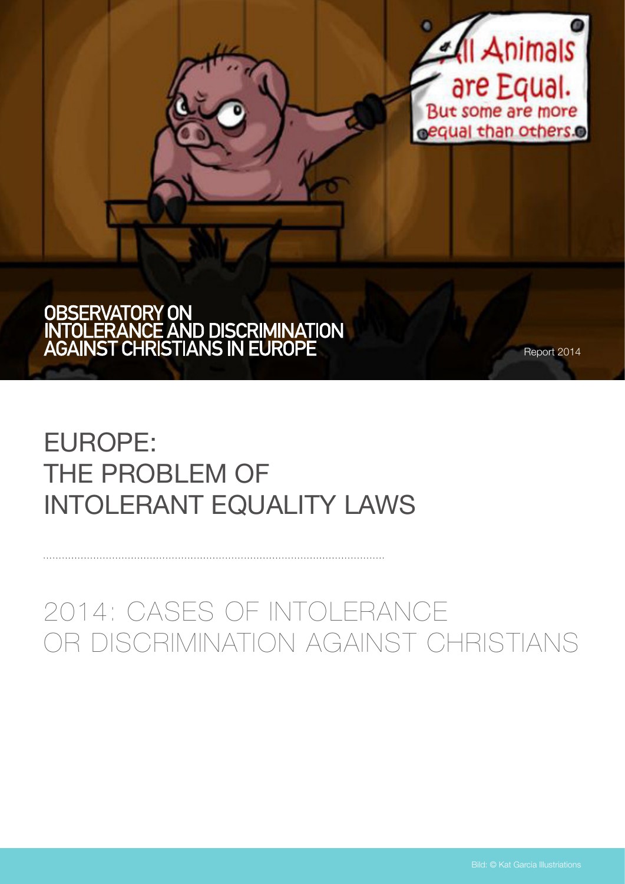# OBSERVATORY ON INTOLERANCE AND DISCRIMINATION AGAINST CHRISTIANS IN EUROPE

Report 2014

# EUROPE: THE PROBLEM OF INTOLERANT EQUALITY LAWS

## 2014: CASES OF INTOLERANCE OR DISCRIMINATION AGAINST CHRISTIANS

Bild: © Kat Garcia Illustriations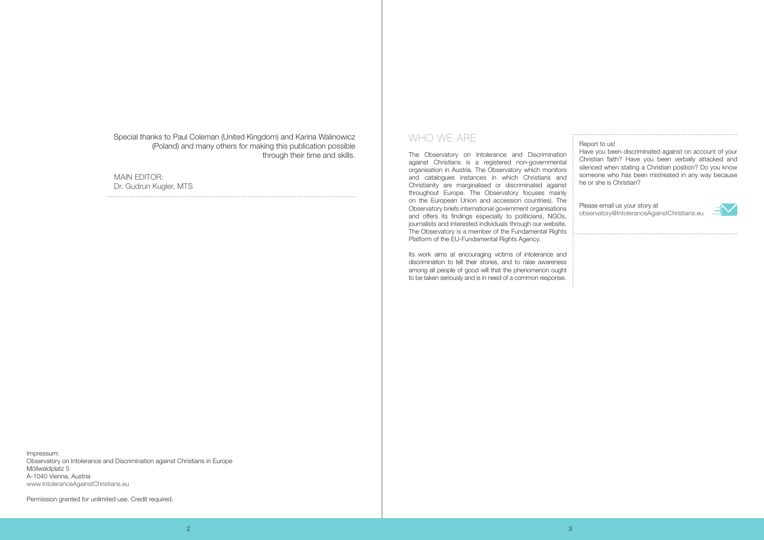Special thanks to Paul Coleman (United Kingdom) and Karina Walinowicz (Poland) and many others for making this publication possible through their time and skills.

MAIN EDITOR:
Dr. Gudrun Kugler, MTS

Impressum:
Observatory on Intolerance and Discrimination against Christians in Europe
Möllwaldplatz 5
A-1040 Vienna, Austria
www.IntoleranceAgainstChristians.eu

Permission granted for unlimited use. Credit required.

## WHO WE ARE

The Observatory on Intolerance and Discrimination against Christians is a registered non-governmental organisation in Austria. The Observatory which monitors and catalogues instances in which Christians and Christianity are marginalised or discriminated against throughout Europe. The Observatory focuses mainly on the European Union and accession countries). The Observatory briefs international government organisations and offers its findings especially to politicians, NGOs, journalists and interested individuals through our website. The Observatory is a member of the Fundamental Rights Platform of the EU-Fundamental Rights Agency.

Its work aims at encouraging victims of intolerance and discrimination to tell their stories, and to raise awareness among all people of good will that the phenomenon ought to be taken seriously and is in need of a common response.

Report to us!
Have you been discriminated against on account of your Christian faith? Have you been verbally attacked and silenced when stating a Christian position? Do you know someone who has been mistreated in any way because he or she is Christian?

Please email us your story at
observatory@IntoleranceAgainstChristians.eu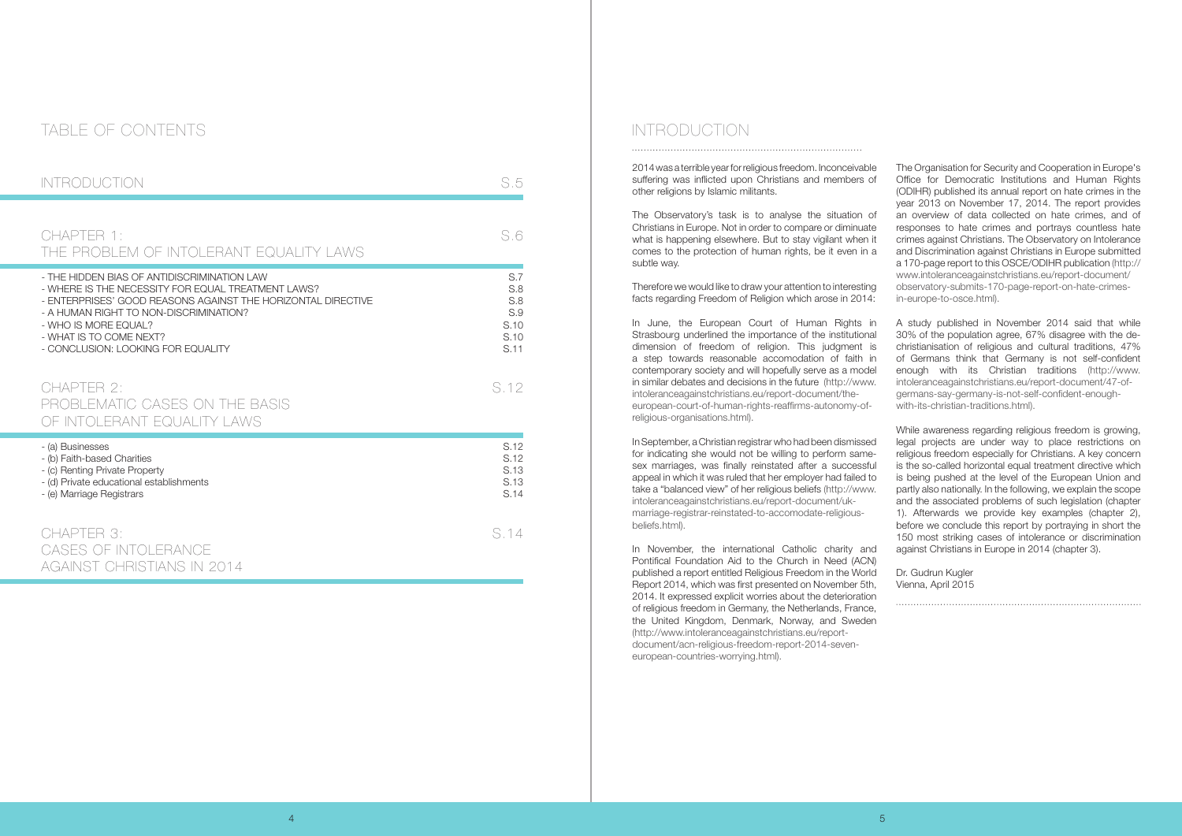# TABLE OF CONTENTS

| | |
|---|---|
| INTRODUCTION | S.5 |
| CHAPTER 1: THE PROBLEM OF INTOLERANT EQUALITY LAWS | S.6 |
| - THE HIDDEN BIAS OF ANTIDISCRIMINATION LAW | S.7 |
| - WHERE IS THE NECESSITY FOR EQUAL TREATMENT LAWS? | S.8 |
| - ENTERPRISES' GOOD REASONS AGAINST THE HORIZONTAL DIRECTIVE | S.8 |
| - A HUMAN RIGHT TO NON-DISCRIMINATION? | S.9 |
| - WHO IS MORE EQUAL? | S.10 |
| - WHAT IS TO COME NEXT? | S.10 |
| - CONCLUSION: LOOKING FOR EQUALITY | S.11 |
| CHAPTER 2: PROBLEMATIC CASES ON THE BASIS OF INTOLERANT EQUALITY LAWS | S.12 |
| - (a) Businesses | S.12 |
| - (b) Faith-based Charities | S.12 |
| - (c) Renting Private Property | S.13 |
| - (d) Private educational establishments | S.13 |
| - (e) Marriage Registrars | S.14 |
| CHAPTER 3: CASES OF INTOLERANCE AGAINST CHRISTIANS IN 2014 | S.14 |

# INTRODUCTION

2014 was a terrible year for religious freedom. Inconceivable suffering was inflicted upon Christians and members of other religions by Islamic militants.

The Observatory's task is to analyse the situation of Christians in Europe. Not in order to compare or diminuate what is happening elsewhere. But to stay vigilant when it comes to the protection of human rights, be it even in a subtle way.

Therefore we would like to draw your attention to interesting facts regarding Freedom of Religion which arose in 2014:

In June, the European Court of Human Rights in Strasbourg underlined the importance of the institutional dimension of freedom of religion. This judgment is a step towards reasonable accomodation of faith in contemporary society and will hopefully serve as a model in similar debates and decisions in the future (http://www.intoleranceagainstchristians.eu/report-document/the-european-court-of-human-rights-reaffirms-autonomy-of-religious-organisations.html).

In September, a Christian registrar who had been dismissed for indicating she would not be willing to perform same-sex marriages, was finally reinstated after a successful appeal in which it was ruled that her employer had failed to take a "balanced view" of her religious beliefs (http://www.intoleranceagainstchristians.eu/report-document/uk-marriage-registrar-reinstated-to-accomodate-religious-beliefs.html).

In November, the international Catholic charity and Pontifical Foundation Aid to the Church in Need (ACN) published a report entitled Religious Freedom in the World Report 2014, which was first presented on November 5th, 2014. It expressed explicit worries about the deterioration of religious freedom in Germany, the Netherlands, France, the United Kingdom, Denmark, Norway, and Sweden (http://www.intoleranceagainstchristians.eu/report-document/acn-religious-freedom-report-2014-seven-european-countries-worrying.html).

The Organisation for Security and Cooperation in Europe's Office for Democratic Institutions and Human Rights (ODIHR) published its annual report on hate crimes in the year 2013 on November 17, 2014. The report provides an overview of data collected on hate crimes, and of responses to hate crimes and portrays countless hate crimes against Christians. The Observatory on Intolerance and Discrimination against Christians in Europe submitted a 170-page report to this OSCE/ODIHR publication (http://www.intoleranceagainstchristians.eu/report-document/observatory-submits-170-page-report-on-hate-crimes-in-europe-to-osce.html).

A study published in November 2014 said that while 30% of the population agree, 67% disagree with the de-christianisation of religious and cultural traditions, 47% of Germans think that Germany is not self-confident enough with its Christian traditions (http://www.intoleranceagainstchristians.eu/report-document/47-of-germans-say-germany-is-not-self-confident-enough-with-its-christian-traditions.html).

While awareness regarding religious freedom is growing, legal projects are under way to place restrictions on religious freedom especially for Christians. A key concern is the so-called horizontal equal treatment directive which is being pushed at the level of the European Union and partly also nationally. In the following, we explain the scope and the associated problems of such legislation (chapter 1). Afterwards we provide key examples (chapter 2), before we conclude this report by portraying in short the 150 most striking cases of intolerance or discrimination against Christians in Europe in 2014 (chapter 3).

Dr. Gudrun Kugler
Vienna, April 2015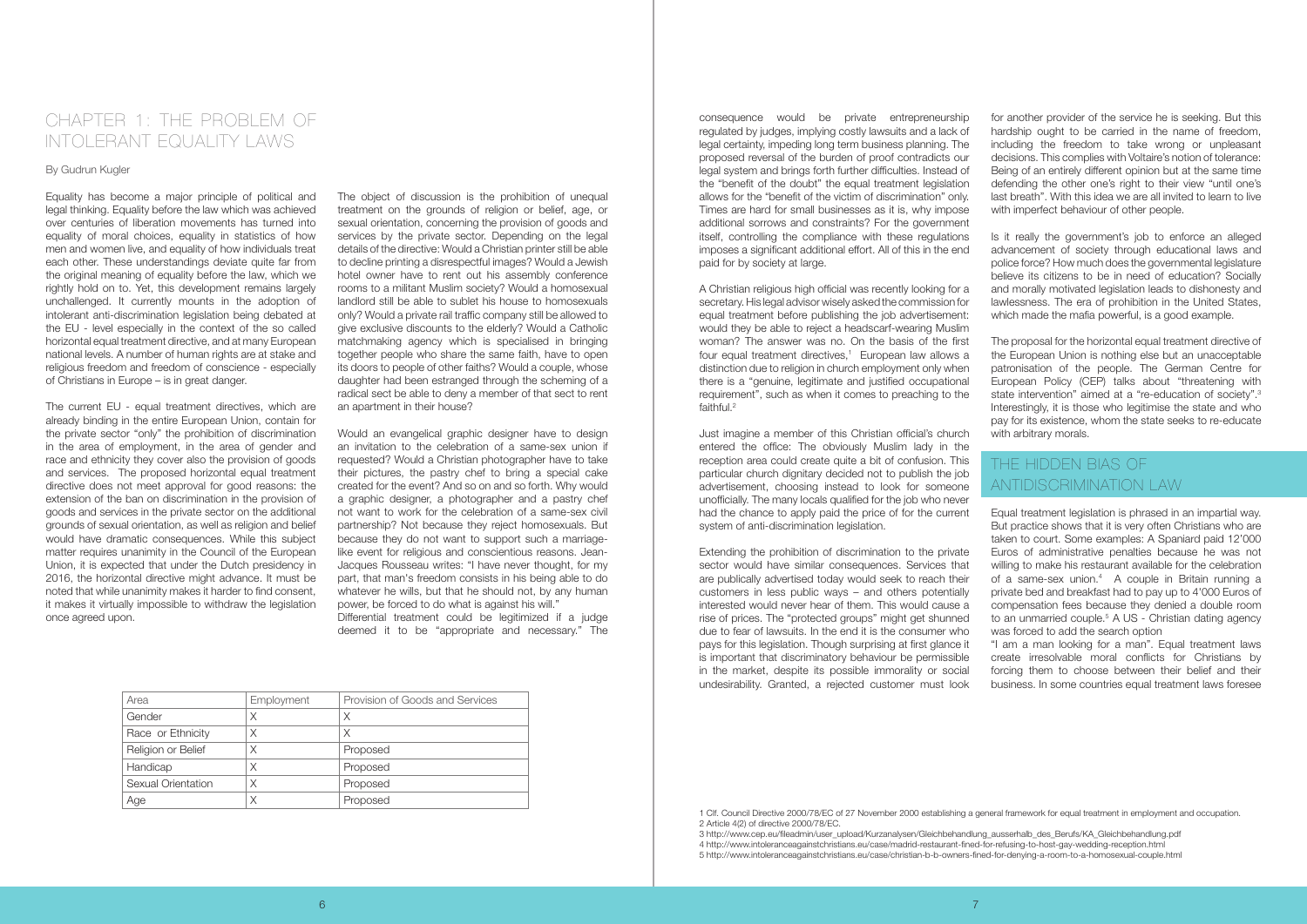# CHAPTER 1: THE PROBLEM OF INTOLERANT EQUALITY LAWS

By Gudrun Kugler

Equality has become a major principle of political and legal thinking. Equality before the law which was achieved over centuries of liberation movements has turned into equality of moral choices, equality in statistics of how men and women live, and equality of how individuals treat each other. These understandings deviate quite far from the original meaning of equality before the law, which we rightly hold on to. Yet, this development remains largely unchallenged. It currently mounts in the adoption of intolerant anti-discrimination legislation being debated at the EU - level especially in the context of the so called horizontal equal treatment directive, and at many European national levels. A number of human rights are at stake and religious freedom and freedom of conscience - especially of Christians in Europe – is in great danger.

The current EU - equal treatment directives, which are already binding in the entire European Union, contain for the private sector "only" the prohibition of discrimination in the area of employment, in the area of gender and race and ethnicity they cover also the provision of goods and services. The proposed horizontal equal treatment directive does not meet approval for good reasons: the extension of the ban on discrimination in the provision of goods and services in the private sector on the additional grounds of sexual orientation, as well as religion and belief would have dramatic consequences. While this subject matter requires unanimity in the Council of the European Union, it is expected that under the Dutch presidency in 2016, the horizontal directive might advance. It must be noted that while unanimity makes it harder to find consent, it makes it virtually impossible to withdraw the legislation once agreed upon.

The object of discussion is the prohibition of unequal treatment on the grounds of religion or belief, age, or sexual orientation, concerning the provision of goods and services by the private sector. Depending on the legal details of the directive: Would a Christian printer still be able to decline printing a disrespectful images? Would a Jewish hotel owner have to rent out his assembly conference rooms to a militant Muslim society? Would a homosexual landlord still be able to sublet his house to homosexuals only? Would a private rail traffic company still be allowed to give exclusive discounts to the elderly? Would a Catholic matchmaking agency which is specialised in bringing together people who share the same faith, have to open its doors to people of other faiths? Would a couple, whose daughter had been estranged through the scheming of a radical sect be able to deny a member of that sect to rent an apartment in their house?

Would an evangelical graphic designer have to design an invitation to the celebration of a same-sex union if requested? Would a Christian photographer have to take their pictures, the pastry chef to bring a special cake created for the event? And so on and so forth. Why would a graphic designer, a photographer and a pastry chef not want to work for the celebration of a same-sex civil partnership? Not because they reject homosexuals. But because they do not want to support such a marriage-like event for religious and conscientious reasons. Jean-Jacques Rousseau writes: "I have never thought, for my part, that man's freedom consists in his being able to do whatever he wills, but that he should not, by any human power, be forced to do what is against his will."
Differential treatment could be legitimized if a judge deemed it to be "appropriate and necessary." The consequence would be private entrepreneurship regulated by judges, implying costly lawsuits and a lack of legal certainty, impeding long term business planning. The proposed reversal of the burden of proof contradicts our legal system and brings forth further difficulties. Instead of the "benefit of the doubt" the equal treatment legislation allows for the "benefit of the victim of discrimination" only. Times are hard for small businesses as it is, why impose additional sorrows and constraints? For the government itself, controlling the compliance with these regulations imposes a significant additional effort. All of this in the end paid for by society at large.

| Area | Employment | Provision of Goods and Services |
|---|---|---|
| Gender | X | X |
| Race or Ethnicity | X | X |
| Religion or Belief | X | Proposed |
| Handicap | X | Proposed |
| Sexual Orientation | X | Proposed |
| Age | X | Proposed |

A Christian religious high official was recently looking for a secretary. His legal advisor wisely asked the commission for equal treatment before publishing the job advertisement: would they be able to reject a headscarf-wearing Muslim woman? The answer was no. On the basis of the first four equal treatment directives,[1] European law allows a distinction due to religion in church employment only when there is a "genuine, legitimate and justified occupational requirement", such as when it comes to preaching to the faithful.[2]

Just imagine a member of this Christian official's church entered the office: The obviously Muslim lady in the reception area could create quite a bit of confusion. This particular church dignitary decided not to publish the job advertisement, choosing instead to look for someone unofficially. The many locals qualified for the job who never had the chance to apply paid the price of for the current system of anti-discrimination legislation.

Extending the prohibition of discrimination to the private sector would have similar consequences. Services that are publically advertised today would seek to reach their customers in less public ways – and others potentially interested would never hear of them. This would cause a rise of prices. The "protected groups" might get shunned due to fear of lawsuits. In the end it is the consumer who pays for this legislation. Though surprising at first glance it is important that discriminatory behaviour be permissible in the market, despite its possible immorality or social undesirability. Granted, a rejected customer must look for another provider of the service he is seeking. But this hardship ought to be carried in the name of freedom, including the freedom to take wrong or unpleasant decisions. This complies with Voltaire's notion of tolerance: Being of an entirely different opinion but at the same time defending the other one's right to their view "until one's last breath". With this idea we are all invited to learn to live with imperfect behaviour of other people.

Is it really the government's job to enforce an alleged advancement of society through educational laws and police force? How much does the governmental legislature believe its citizens to be in need of education? Socially and morally motivated legislation leads to dishonesty and lawlessness. The era of prohibition in the United States, which made the mafia powerful, is a good example.

The proposal for the horizontal equal treatment directive of the European Union is nothing else but an unacceptable patronisation of the people. The German Centre for European Policy (CEP) talks about "threatening with state intervention" aimed at a "re-education of society".[3] Interestingly, it is those who legitimise the state and who pay for its existence, whom the state seeks to re-educate with arbitrary morals.

## THE HIDDEN BIAS OF ANTIDISCRIMINATION LAW

Equal treatment legislation is phrased in an impartial way. But practice shows that it is very often Christians who are taken to court. Some examples: A Spaniard paid 12'000 Euros of administrative penalties because he was not willing to make his restaurant available for the celebration of a same-sex union.[4] A couple in Britain running a private bed and breakfast had to pay up to 4'000 Euros of compensation fees because they denied a double room to an unmarried couple.[5] A US - Christian dating agency was forced to add the search option
"I am a man looking for a man". Equal treatment laws create irresolvable moral conflicts for Christians by forcing them to choose between their belief and their business. In some countries equal treatment laws foresee

1 Clf. Council Directive 2000/78/EC of 27 November 2000 establishing a general framework for equal treatment in employment and occupation.
2 Article 4(2) of directive 2000/78/EC.
3 http://www.cep.eu/fileadmin/user_upload/Kurzanalysen/Gleichbehandlung_ausserhalb_des_Berufs/KA_Gleichbehandlung.pdf
4 http://www.intoleranceagainstchristians.eu/case/madrid-restaurant-fined-for-refusing-to-host-gay-wedding-reception.html
5 http://www.intoleranceagainstchristians.eu/case/christian-b-b-owners-fined-for-denying-a-room-to-a-homosexual-couple.html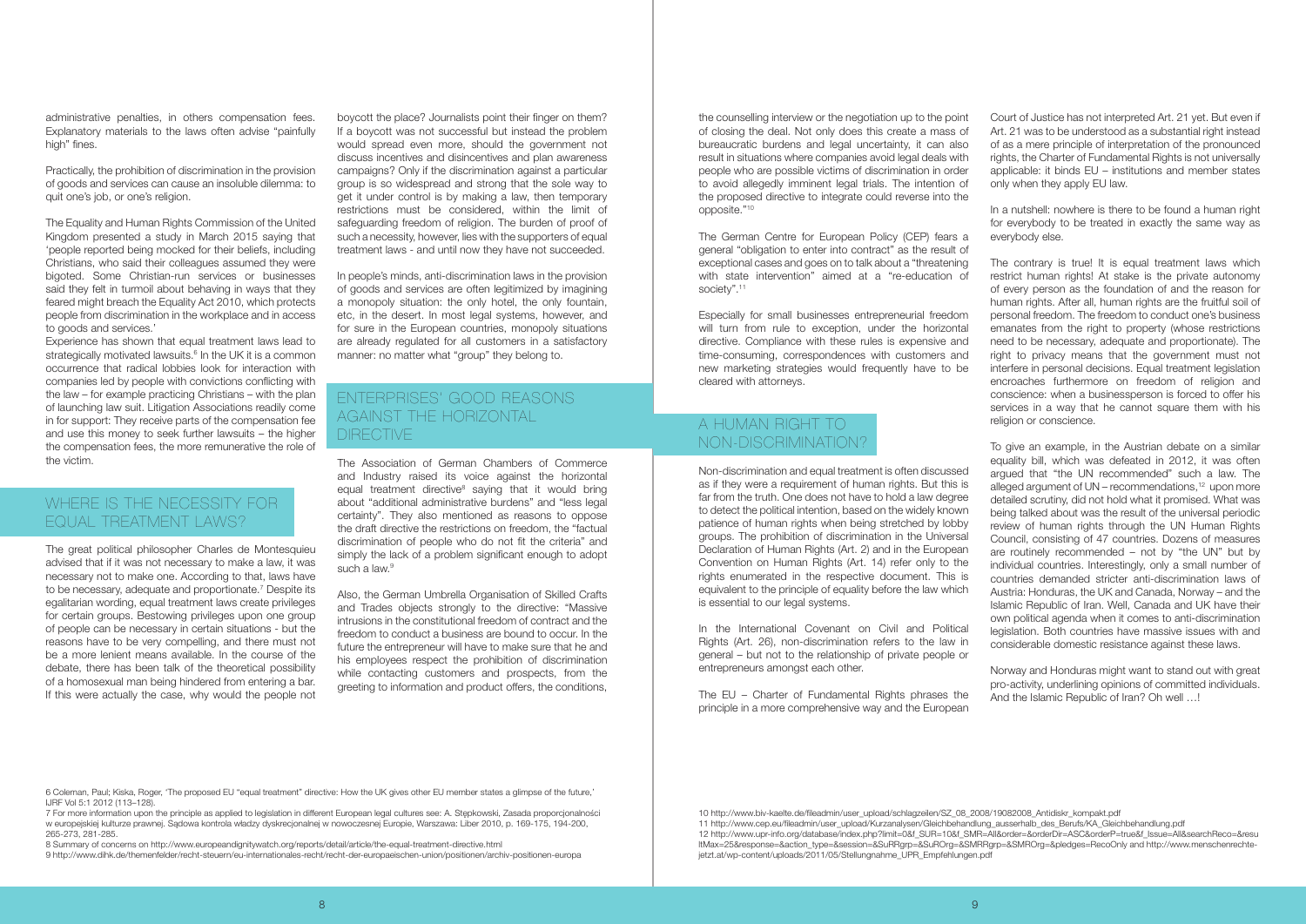administrative penalties, in others compensation fees. Explanatory materials to the laws often advise "painfully high" fines.

Practically, the prohibition of discrimination in the provision of goods and services can cause an insoluble dilemma: to quit one's job, or one's religion.

The Equality and Human Rights Commission of the United Kingdom presented a study in March 2015 saying that 'people reported being mocked for their beliefs, including Christians, who said their colleagues assumed they were bigoted. Some Christian-run services or businesses said they felt in turmoil about behaving in ways that they feared might breach the Equality Act 2010, which protects people from discrimination in the workplace and in access to goods and services.'

Experience has shown that equal treatment laws lead to strategically motivated lawsuits.[6] In the UK it is a common occurrence that radical lobbies look for interaction with companies led by people with convictions conflicting with the law – for example practicing Christians – with the plan of launching law suit. Litigation Associations readily come in for support: They receive parts of the compensation fee and use this money to seek further lawsuits – the higher the compensation fees, the more remunerative the role of the victim.

## WHERE IS THE NECESSITY FOR EQUAL TREATMENT LAWS?

The great political philosopher Charles de Montesquieu advised that if it was not necessary to make a law, it was necessary not to make one. According to that, laws have to be necessary, adequate and proportionate.[7] Despite its egalitarian wording, equal treatment laws create privileges for certain groups. Bestowing privileges upon one group of people can be necessary in certain situations - but the reasons have to be very compelling, and there must not be a more lenient means available. In the course of the debate, there has been talk of the theoretical possibility of a homosexual man being hindered from entering a bar. If this were actually the case, why would the people not boycott the place? Journalists point their finger on them? If a boycott was not successful but instead the problem would spread even more, should the government not discuss incentives and disincentives and plan awareness campaigns? Only if the discrimination against a particular group is so widespread and strong that the sole way to get it under control is by making a law, then temporary restrictions must be considered, within the limit of safeguarding freedom of religion. The burden of proof of such a necessity, however, lies with the supporters of equal treatment laws - and until now they have not succeeded.

In people's minds, anti-discrimination laws in the provision of goods and services are often legitimized by imagining a monopoly situation: the only hotel, the only fountain, etc, in the desert. In most legal systems, however, and for sure in the European countries, monopoly situations are already regulated for all customers in a satisfactory manner: no matter what "group" they belong to.

## ENTERPRISES' GOOD REASONS AGAINST THE HORIZONTAL DIRECTIVE

The Association of German Chambers of Commerce and Industry raised its voice against the horizontal equal treatment directive[8] saying that it would bring about "additional administrative burdens" and "less legal certainty". They also mentioned as reasons to oppose the draft directive the restrictions on freedom, the "factual discrimination of people who do not fit the criteria" and simply the lack of a problem significant enough to adopt such a law.[9]

Also, the German Umbrella Organisation of Skilled Crafts and Trades objects strongly to the directive: "Massive intrusions in the constitutional freedom of contract and the freedom to conduct a business are bound to occur. In the future the entrepreneur will have to make sure that he and his employees respect the prohibition of discrimination while contacting customers and prospects, from the greeting to information and product offers, the conditions, the counselling interview or the negotiation up to the point of closing the deal. Not only does this create a mass of bureaucratic burdens and legal uncertainty, it can also result in situations where companies avoid legal deals with people who are possible victims of discrimination in order to avoid allegedly imminent legal trials. The intention of the proposed directive to integrate could reverse into the opposite."[10]

The German Centre for European Policy (CEP) fears a general "obligation to enter into contract" as the result of exceptional cases and goes on to talk about a "threatening with state intervention" aimed at a "re-education of society".[11]

Especially for small businesses entrepreneurial freedom will turn from rule to exception, under the horizontal directive. Compliance with these rules is expensive and time-consuming, correspondences with customers and new marketing strategies would frequently have to be cleared with attorneys.

## A HUMAN RIGHT TO NON-DISCRIMINATION?

Non-discrimination and equal treatment is often discussed as if they were a requirement of human rights. But this is far from the truth. One does not have to hold a law degree to detect the political intention, based on the widely known patience of human rights when being stretched by lobby groups. The prohibition of discrimination in the Universal Declaration of Human Rights (Art. 2) and in the European Convention on Human Rights (Art. 14) refer only to the rights enumerated in the respective document. This is equivalent to the principle of equality before the law which is essential to our legal systems.

In the International Covenant on Civil and Political Rights (Art. 26), non-discrimination refers to the law in general – but not to the relationship of private people or entrepreneurs amongst each other.

The EU – Charter of Fundamental Rights phrases the principle in a more comprehensive way and the European Court of Justice has not interpreted Art. 21 yet. But even if Art. 21 was to be understood as a substantial right instead of as a mere principle of interpretation of the pronounced rights, the Charter of Fundamental Rights is not universally applicable: it binds EU – institutions and member states only when they apply EU law.

In a nutshell: nowhere is there to be found a human right for everybody to be treated in exactly the same way as everybody else.

The contrary is true! It is equal treatment laws which restrict human rights! At stake is the private autonomy of every person as the foundation of and the reason for human rights. After all, human rights are the fruitful soil of personal freedom. The freedom to conduct one's business emanates from the right to property (whose restrictions need to be necessary, adequate and proportionate). The right to privacy means that the government must not interfere in personal decisions. Equal treatment legislation encroaches furthermore on freedom of religion and conscience: when a businessperson is forced to offer his services in a way that he cannot square them with his religion or conscience.

To give an example, in the Austrian debate on a similar equality bill, which was defeated in 2012, it was often argued that "the UN recommended" such a law. The alleged argument of UN – recommendations,[12] upon more detailed scrutiny, did not hold what it promised. What was being talked about was the result of the universal periodic review of human rights through the UN Human Rights Council, consisting of 47 countries. Dozens of measures are routinely recommended – not by "the UN" but by individual countries. Interestingly, only a small number of countries demanded stricter anti-discrimination laws of Austria: Honduras, the UK and Canada, Norway – and the Islamic Republic of Iran. Well, Canada and UK have their own political agenda when it comes to anti-discrimination legislation. Both countries have massive issues with and considerable domestic resistance against these laws.

Norway and Honduras might want to stand out with great pro-activity, underlining opinions of committed individuals. And the Islamic Republic of Iran? Oh well …!

---

6 Coleman, Paul; Kiska, Roger, 'The proposed EU "equal treatment" directive: How the UK gives other EU member states a glimpse of the future,' IJRF Vol 5:1 2012 (113–128).

7 For more information upon the principle as applied to legislation in different European legal cultures see: A. Stępkowski, Zasada proporcjonalności w europejskiej kulturze prawnej. Sądowa kontrola władzy dyskrecjonalnej w nowoczesnej Europie, Warszawa: Liber 2010, p. 169-175, 194-200, 265-273, 281-285.

8 Summary of concerns on http://www.europeandignitywatch.org/reports/detail/article/the-equal-treatment-directive.html

9 http://www.dihk.de/themenfelder/recht-steuern/eu-internationales-recht/recht-der-europaeischen-union/positionen/archiv-positionen-europa

10 http://www.biv-kaelte.de/fileadmin/user_upload/schlagzeilen/SZ_08_2008/19082008_Antidiskr_kompakt.pdf

11 http://www.cep.eu/fileadmin/user_upload/Kurzanalysen/Gleichbehandlung_ausserhalb_des_Berufs/KA_Gleichbehandlung.pdf

12 http://www.upr-info.org/database/index.php?limit=0&f_SUR=10&f_SMR=All&order=&orderDir=ASC&orderP=true&f_Issue=All&searchReco=&resultMax=25&response=&action_type=&session=&SuRRgrp=&SuROrg=&SMRRgrp=&SMROrg=&pledges=RecoOnly and http://www.menschenrechte-jetzt.at/wp-content/uploads/2011/05/Stellungnahme_UPR_Empfehlungen.pdf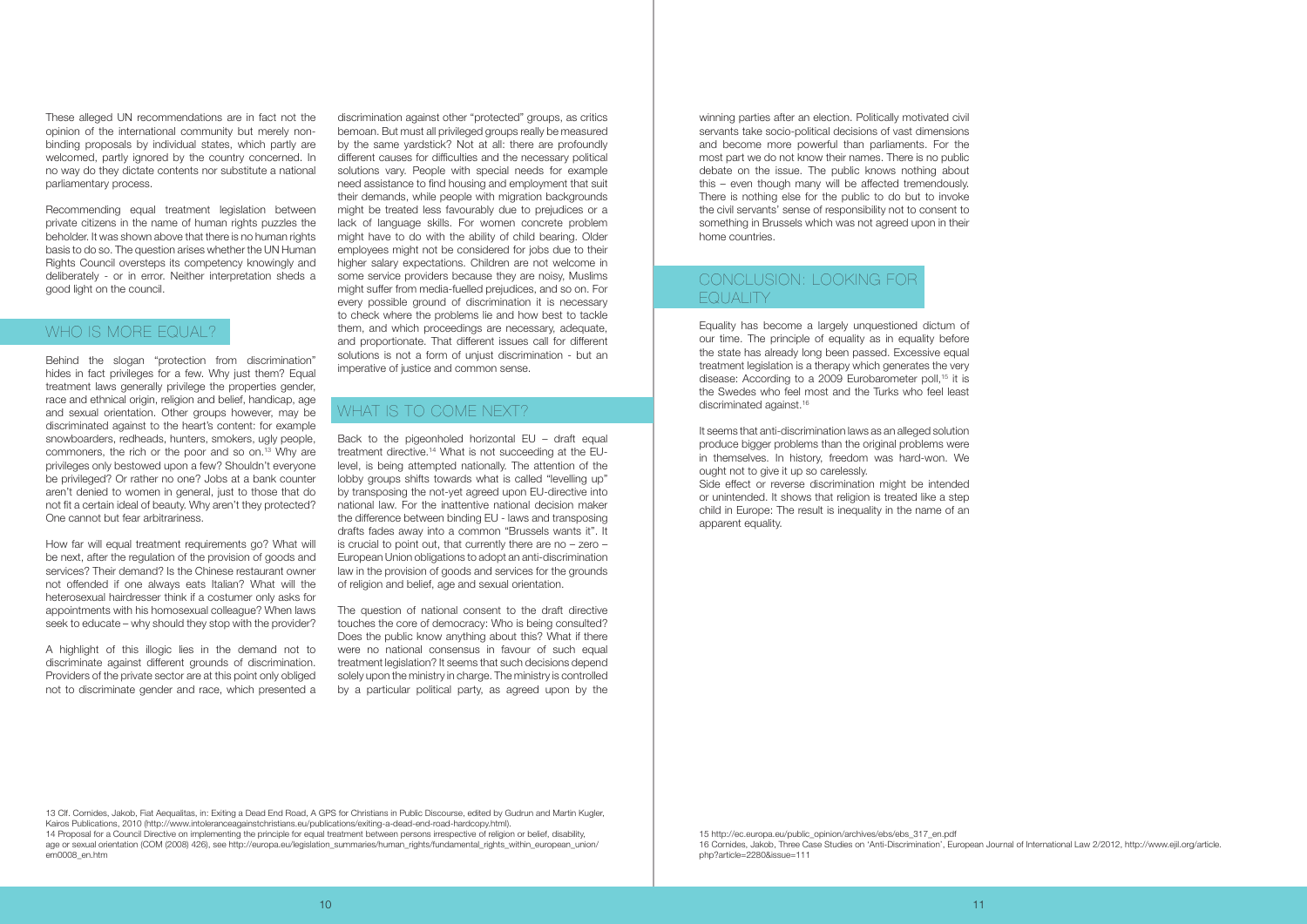These alleged UN recommendations are in fact not the opinion of the international community but merely non-binding proposals by individual states, which partly are welcomed, partly ignored by the country concerned. In no way do they dictate contents nor substitute a national parliamentary process.

Recommending equal treatment legislation between private citizens in the name of human rights puzzles the beholder. It was shown above that there is no human rights basis to do so. The question arises whether the UN Human Rights Council oversteps its competency knowingly and deliberately - or in error. Neither interpretation sheds a good light on the council.

## WHO IS MORE EQUAL?

Behind the slogan "protection from discrimination" hides in fact privileges for a few. Why just them? Equal treatment laws generally privilege the properties gender, race and ethnical origin, religion and belief, handicap, age and sexual orientation. Other groups however, may be discriminated against to the heart's content: for example snowboarders, redheads, hunters, smokers, ugly people, commoners, the rich or the poor and so on.[13] Why are privileges only bestowed upon a few? Shouldn't everyone be privileged? Or rather no one? Jobs at a bank counter aren't denied to women in general, just to those that do not fit a certain ideal of beauty. Why aren't they protected? One cannot but fear arbitrariness.

How far will equal treatment requirements go? What will be next, after the regulation of the provision of goods and services? Their demand? Is the Chinese restaurant owner not offended if one always eats Italian? What will the heterosexual hairdresser think if a costumer only asks for appointments with his homosexual colleague? When laws seek to educate – why should they stop with the provider?

A highlight of this illogic lies in the demand not to discriminate against different grounds of discrimination. Providers of the private sector are at this point only obliged not to discriminate gender and race, which presented a discrimination against other "protected" groups, as critics bemoan. But must all privileged groups really be measured by the same yardstick? Not at all: there are profoundly different causes for difficulties and the necessary political solutions vary. People with special needs for example need assistance to find housing and employment that suit their demands, while people with migration backgrounds might be treated less favourably due to prejudices or a lack of language skills. For women concrete problem might have to do with the ability of child bearing. Older employees might not be considered for jobs due to their higher salary expectations. Children are not welcome in some service providers because they are noisy, Muslims might suffer from media-fuelled prejudices, and so on. For every possible ground of discrimination it is necessary to check where the problems lie and how best to tackle them, and which proceedings are necessary, adequate, and proportionate. That different issues call for different solutions is not a form of unjust discrimination - but an imperative of justice and common sense.

## WHAT IS TO COME NEXT?

Back to the pigeonholed horizontal EU – draft equal treatment directive.[14] What is not succeeding at the EU-level, is being attempted nationally. The attention of the lobby groups shifts towards what is called "levelling up" by transposing the not-yet agreed upon EU-directive into national law. For the inattentive decision maker the difference between binding EU - laws and transposing drafts fades away into a common "Brussels wants it". It is crucial to point out, that currently there are no – zero – European Union obligations to adopt an anti-discrimination law in the provision of goods and services for the grounds of religion and belief, age and sexual orientation.

The question of national consent to the draft directive touches the core of democracy: Who is being consulted? Does the public know anything about this? What if there were no national consensus in favour of such equal treatment legislation? It seems that such decisions depend solely upon the ministry in charge. The ministry is controlled by a particular political party, as agreed upon by the winning parties after an election. Politically motivated civil servants take socio-political decisions of vast dimensions and become more powerful than parliaments. For the most part we do not know their names. There is no public debate on the issue. The public knows nothing about this – even though many will be affected tremendously. There is nothing else for the public to do but to invoke the civil servants' sense of responsibility not to consent to something in Brussels which was not agreed upon in their home countries.

## CONCLUSION: LOOKING FOR EQUALITY

Equality has become a largely unquestioned dictum of our time. The principle of equality as in equality before the state has already long been passed. Excessive equal treatment legislation is a therapy which generates the very disease: According to a 2009 Eurobarometer poll,[15] it is the Swedes who feel most and the Turks who feel least discriminated against.[16]

It seems that anti-discrimination laws as an alleged solution produce bigger problems than the original problems were in themselves. In history, freedom was hard-won. We ought not to give it up so carelessly.
Side effect or reverse discrimination might be intended or unintended. It shows that religion is treated like a step child in Europe: The result is inequality in the name of an apparent equality.

---

13 Clf. Cornides, Jakob, Fiat Aequalitas, in: Exiting a Dead End Road, A GPS for Christians in Public Discourse, edited by Gudrun and Martin Kugler, Kairos Publications, 2010 (http://www.intoleranceagainstchristians.eu/publications/exiting-a-dead-end-road-hardcopy.html).

14 Proposal for a Council Directive on implementing the principle for equal treatment between persons irrespective of religion or belief, disability, age or sexual orientation (COM (2008) 426), see http://europa.eu/legislation_summaries/human_rights/fundamental_rights_within_european_union/em0008_en.htm

15 http://ec.europa.eu/public_opinion/archives/ebs/ebs_317_en.pdf

16 Cornides, Jakob, Three Case Studies on 'Anti-Discrimination', European Journal of International Law 2/2012, http://www.ejil.org/article.php?article=2280&issue=111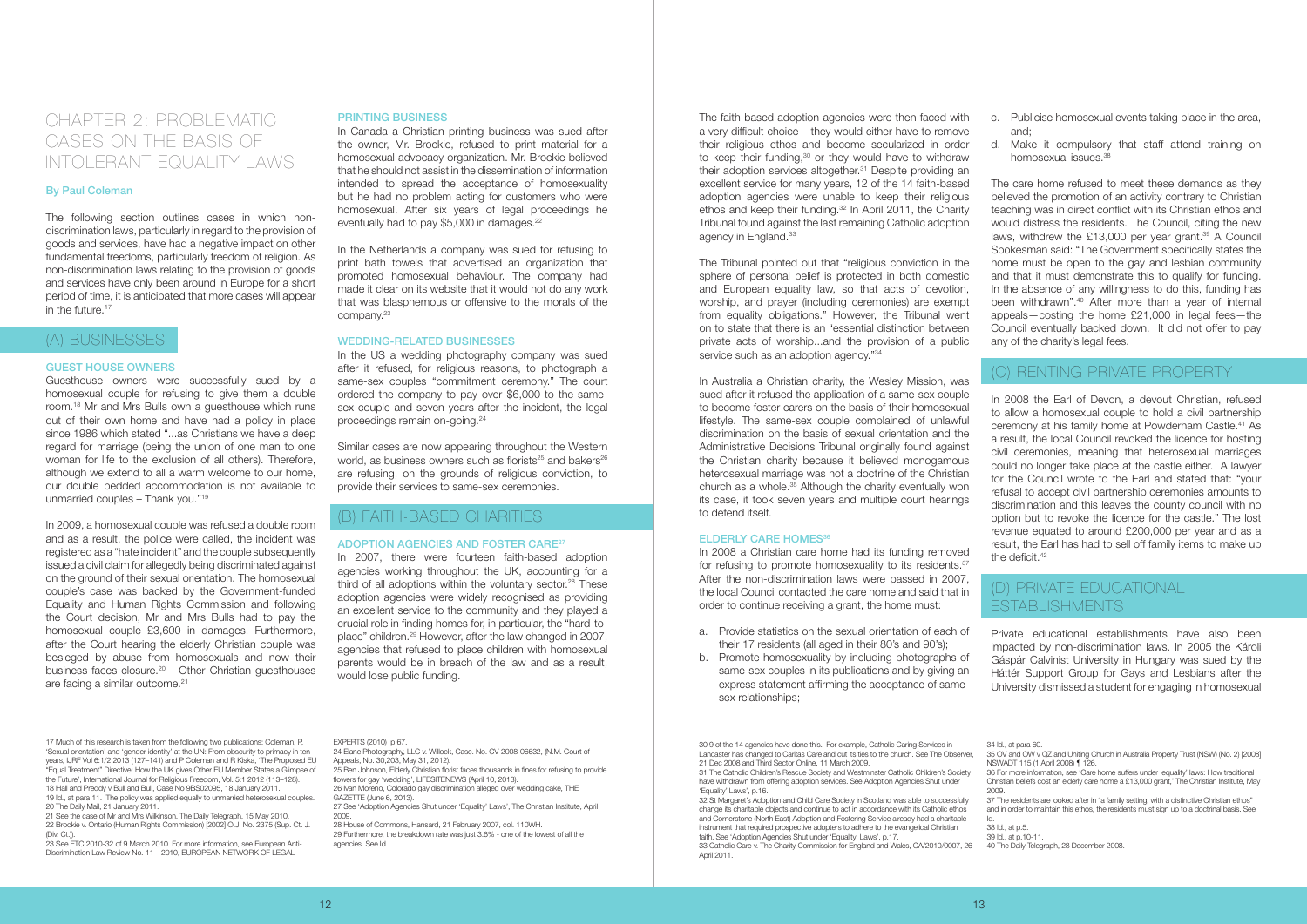# CHAPTER 2: PROBLEMATIC CASES ON THE BASIS OF INTOLERANT EQUALITY LAWS

**By Paul Coleman**

The following section outlines cases in which non-discrimination laws, particularly in regard to the provision of goods and services, have had a negative impact on other fundamental freedoms, particularly freedom of religion. As non-discrimination laws relating to the provision of goods and services have only been around in Europe for a short period of time, it is anticipated that more cases will appear in the future.[17]

## (A) BUSINESSES

### GUEST HOUSE OWNERS

Guesthouse owners were successfully sued by a homosexual couple for refusing to give them a double room.[18] Mr and Mrs Bulls own a guesthouse which runs out of their own home and have had a policy in place since 1986 which stated "...as Christians we have a deep regard for marriage (being the union of one man to one woman for life to the exclusion of all others). Therefore, although we extend to all a warm welcome to our home, our double bedded accommodation is not available to unmarried couples – Thank you."[19]

In 2009, a homosexual couple was refused a double room and as a result, the police were called, the incident was registered as a "hate incident" and the couple subsequently issued a civil claim for allegedly being discriminated against on the ground of their sexual orientation. The homosexual couple's case was backed by the Government-funded Equality and Human Rights Commission and following the Court decision, Mr and Mrs Bulls had to pay the homosexual couple £3,600 in damages. Furthermore, after the Court hearing the elderly Christian couple was besieged by abuse from homosexuals and now their business faces closure.[20] Other Christian guesthouses are facing a similar outcome.[21]

### PRINTING BUSINESS

In Canada a Christian printing business was sued after the owner, Mr. Brockie, refused to print material for a homosexual advocacy organization. Mr. Brockie believed that he should not assist in the dissemination of information intended to spread the acceptance of homosexuality but he had no problem acting for customers who were homosexual. After six years of legal proceedings he eventually had to pay $5,000 in damages.[22]

In the Netherlands a company was sued for refusing to print bath towels that advertised an organization that promoted homosexual behaviour. The company had made it clear on its website that it would not do any work that was blasphemous or offensive to the morals of the company.[23]

### WEDDING-RELATED BUSINESSES

In the US a wedding photography company was sued after it refused, for religious reasons, to photograph a same-sex couples "commitment ceremony." The court ordered the company to pay over $6,000 to the same-sex couple and seven years after the incident, the legal proceedings remain on-going.[24]

Similar cases are now appearing throughout the Western world, as business owners such as florists[25] and bakers[26] are refusing, on the grounds of religious conviction, to provide their services to same-sex ceremonies.

## (B) FAITH-BASED CHARITIES

### ADOPTION AGENCIES AND FOSTER CARE[27]

In 2007, there were fourteen faith-based adoption agencies working throughout the UK, accounting for a third of all adoptions within the voluntary sector.[28] These adoption agencies were widely recognised as providing an excellent service to the community and they played a crucial role in finding homes for, in particular, the "hard-to-place" children.[29] However, after the law changed in 2007, agencies that refused to place children with homosexual parents would be in breach of the law and as a result, would lose public funding.

The faith-based adoption agencies were then faced with a very difficult choice – they would either have to remove their religious ethos and become secularized in order to keep their funding,[30] or they would have to withdraw their adoption services altogether.[31] Despite providing an excellent service for many years, 12 of the 14 faith-based adoption agencies were unable to keep their religious ethos and keep their funding.[32] In April 2011, the Charity Tribunal found against the last remaining Catholic adoption agency in England.[33]

The Tribunal pointed out that "religious conviction in the sphere of personal belief is protected in both domestic and European equality law, so that acts of devotion, worship, and prayer (including ceremonies) are exempt from equality obligations." However, the Tribunal went on to state that there is an "essential distinction between private acts of worship...and the provision of a public service such as an adoption agency."[34]

In Australia a Christian charity, the Wesley Mission, was sued after it refused the application of a same-sex couple to become foster carers on the basis of their homosexual lifestyle. The same-sex couple complained of unlawful discrimination on the basis of sexual orientation and the Administrative Decisions Tribunal originally found against the Christian charity because it believed monogamous heterosexual marriage was not a doctrine of the Christian church as a whole.[35] Although the charity eventually won its case, it took seven years and multiple court hearings to defend itself.

### ELDERLY CARE HOMES[36]

In 2008 a Christian care home had its funding removed for refusing to promote homosexuality to its residents.[37] After the non-discrimination laws were passed in 2007, the local Council contacted the care home and said that in order to continue receiving a grant, the home must:

a. Provide statistics on the sexual orientation of each of their 17 residents (all aged in their 80's and 90's);
b. Promote homosexuality by including photographs of same-sex couples in its publications and by giving an express statement affirming the acceptance of same-sex relationships;
c. Publicise homosexual events taking place in the area, and;
d. Make it compulsory that staff attend training on homosexual issues.[38]

The care home refused to meet these demands as they believed the promotion of an activity contrary to Christian teaching was in direct conflict with its Christian ethos and would distress the residents. The Council, citing the new laws, withdrew the £13,000 per year grant.[39] A Council Spokesman said: "The Government specifically states the home must be open to the gay and lesbian community and that it must demonstrate this to qualify for funding. In the absence of any willingness to do this, funding has been withdrawn".[40] After more than a year of internal appeals—costing the home £21,000 in legal fees—the Council eventually backed down. It did not offer to pay any of the charity's legal fees.

## (C) RENTING PRIVATE PROPERTY

In 2008 the Earl of Devon, a devout Christian, refused to allow a homosexual couple to hold a civil partnership ceremony at his family home at Powderham Castle.[41] As a result, the local Council revoked the licence for hosting civil ceremonies, meaning that heterosexual marriages could no longer take place at the castle either. A lawyer for the Council wrote to the Earl and stated that: "your refusal to accept civil partnership ceremonies amounts to discrimination and this leaves the county council with no option but to revoke the licence for the castle." The lost revenue equated to around £200,000 per year and as a result, the Earl has had to sell off family items to make up the deficit.[42]

## (D) PRIVATE EDUCATIONAL ESTABLISHMENTS

Private educational establishments have also been impacted by non-discrimination laws. In 2005 the Károli Gáspár Calvinist University in Hungary was sued by the Háttér Support Group for Gays and Lesbians after the University dismissed a student for engaging in homosexual

---

17 Much of this research is taken from the following two publications: Coleman, P, 'Sexual orientation' and 'gender identity' at the UN: From obscurity to primacy in ten years, IJRF Vol 6:1/2 2013 (127–141) and P Coleman and R Kiska, 'The Proposed EU "Equal Treatment" Directive: How the UK gives Other EU Member States a Glimpse of the Future', International Journal for Religious Freedom, Vol. 5:1 2012 (113–128).
18 Hall and Preddy v Bull and Bull, Case No 9BS02095, 18 January 2011.
19 Id., at para 11. The policy was applied equally to unmarried heterosexual couples.
20 The Daily Mail, 21 January 2011.
21 See the case of Mr and Mrs Wilkinson. The Daily Telegraph, 15 May 2010.
22 Brockie v. Ontario (Human Rights Commission) [2002] O.J. No. 2375 (Sup. Ct. J. (Div. Ct.)).
23 See ETC 2010-32 of 9 March 2010. For more information, see European Anti-Discrimination Law Review No. 11 – 2010, EUROPEAN NETWORK OF LEGAL EXPERTS (2010) p.67.
24 Elane Photography, LLC v. Willock, Case. No. CV-2008-06632, (N.M. Court of Appeals, No. 30,203, May 31, 2012).
25 Ben Johnson, Elderly Christian florist faces thousands in fines for refusing to provide flowers for gay 'wedding', LIFESITENEWS (April 10, 2013).
26 Ivan Moreno, Colorado gay discrimination alleged over wedding cake, THE GAZETTE (June 6, 2013).
27 See 'Adoption Agencies Shut under 'Equality' Laws', The Christian Institute, April 2009.
28 House of Commons, Hansard, 21 February 2007, col. 110WH.
29 Furthermore, the breakdown rate was just 3.6% - one of the lowest of all the agencies. See Id.
30 9 of the 14 agencies have done this. For example, Catholic Caring Services in Lancaster has changed to Caritas Care and cut its ties to the church. See The Observer, 21 Dec 2008 and Third Sector Online, 11 March 2009.
31 The Catholic Children's Rescue Society and Westminster Catholic Children's Society have withdrawn from offering adoption services. See Adoption Agencies Shut under 'Equality' Laws', p.16.
32 St Margaret's Adoption and Child Care Society in Scotland was able to successfully change its charitable objects and continue to act in accordance with its Catholic ethos and Cornerstone (North East) Adoption and Fostering Service already had a charitable instrument that required prospective adopters to adhere to the evangelical Christian faith. See 'Adoption Agencies Shut under 'Equality' Laws', p.17.
33 Catholic Care v. The Charity Commission for England and Wales, CA/2010/0007, 26 April 2011.
34 Id., at para 60.
35 OV and OW v QZ and Uniting Church in Australia Property Trust (NSW) (No. 2) [2008] NSWADT 115 (1 April 2008) ¶ 126.
36 For more information, see 'Care home suffers under 'equality' laws: How traditional Christian beliefs cost an elderly care home a £13,000 grant,' The Christian Institute, May 2009.
37 The residents are looked after in "a family setting, with a distinctive Christian ethos" and in order to maintain this ethos, the residents must sign up to a doctrinal basis. See Id.
38 Id., at p.5.
39 Id., at p.10-11.
40 The Daily Telegraph, 28 December 2008.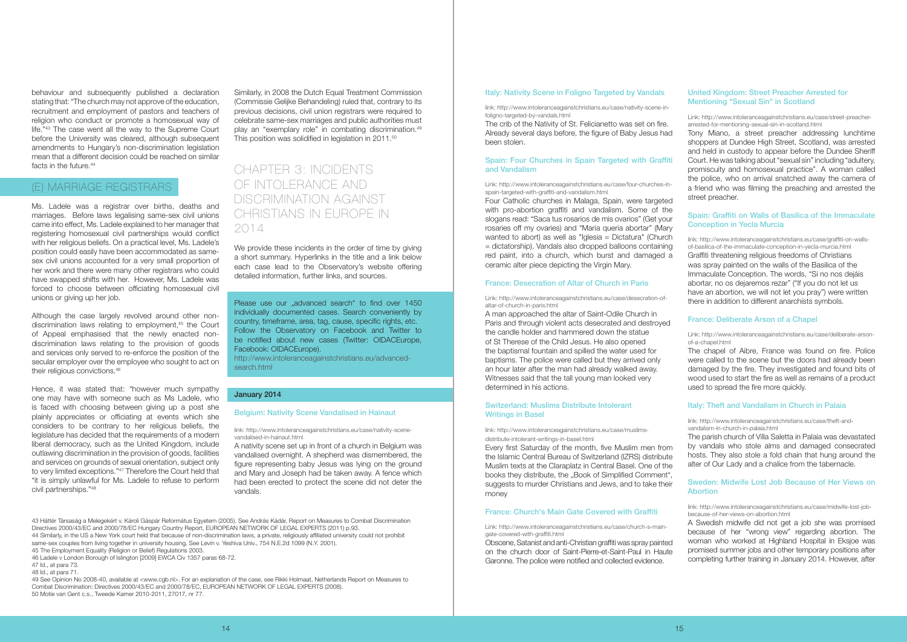behaviour and subsequently published a declaration stating that: "The church may not approve of the education, recruitment and employment of pastors and teachers of religion who conduct or promote a homosexual way of life."[43] The case went all the way to the Supreme Court before the University was cleared, although subsequent amendments to Hungary's non-discrimination legislation mean that a different decision could be reached on similar facts in the future.[44]

## (E) MARRIAGE REGISTRARS

Ms. Ladele was a registrar over births, deaths and marriages. Before laws legalising same-sex civil unions came into effect, Ms. Ladele explained to her manager that registering homosexual civil partnerships would conflict with her religious beliefs. On a practical level, Ms. Ladele's position could easily have been accommodated as same-sex civil unions accounted for a very small proportion of her work and there were many other registrars who could have swapped shifts with her. However, Ms. Ladele was forced to choose between officiating homosexual civil unions or giving up her job.

Although the case largely revolved around other non-discrimination laws relating to employment,[45] the Court of Appeal emphasised that the newly enacted non-discrimination laws relating to the provision of goods and services only served to re-enforce the position of the secular employer over the employee who sought to act on their religious convictions.[46]

Hence, it was stated that: "however much sympathy one may have with someone such as Ms Ladele, who is faced with choosing between giving up a post she plainly appreciates or officiating at events which she considers to be contrary to her religious beliefs, the legislature has decided that the requirements of a modern liberal democracy, such as the United Kingdom, include outlawing discrimination in the provision of goods, facilities and services on grounds of sexual orientation, subject only to very limited exceptions."[47] Therefore the Court held that "it is simply unlawful for Ms. Ladele to refuse to perform civil partnerships."[48]

Similarly, in 2008 the Dutch Equal Treatment Commission (Commissie Gelijke Behandeling) ruled that, contrary to its previous decisions, civil union registrars were required to celebrate same-sex marriages and public authorities must play an "exemplary role" in combating discrimination.[49] This position was solidified in legislation in 2011.[50]

# CHAPTER 3: INCIDENTS OF INTOLERANCE AND DISCRIMINATION AGAINST CHRISTIANS IN EUROPE IN 2014

We provide these incidents in the order of time by giving a short summary. Hyperlinks in the title and a link below each case lead to the Observatory's website offering detailed information, further links, and sources.

Please use our „advanced search" to find over 1450 individually documented cases. Search conveniently by country, timeframe, area, tag, cause, specific rights, etc. Follow the Observatory on Facebook and Twitter to be notified about new cases (Twitter: OIDACEurope, Facebook: OIDACEurope).
http://www.intoleranceagainstchristians.eu/advanced-search.html

## January 2014

### Belgium: Nativity Scene Vandalised in Hainaut

link: http://www.intoleranceagainstchristians.eu/case/nativity-scene-vandalised-in-hainaut.html

A nativity scene set up in front of a church in Belgium was vandalised overnight. A shepherd was dismembered, the figure representing baby Jesus was lying on the ground and Mary and Joseph had be taken away. A fence which had been erected to protect the scene did not deter the vandals.

### Italy: Nativity Scene in Foligno Targeted by Vandals

link: http://www.intoleranceagainstchristians.eu/case/nativity-scene-in-foligno-targeted-by-vandals.html

The crib of the Nativity of St. Felicianetto was set on fire. Already several days before, the figure of Baby Jesus had been stolen.

### Spain: Four Churches in Spain Targeted with Graffiti and Vandalism

Link: http://www.intoleranceagainstchristians.eu/case/four-churches-in-spain-targeted-with-graffiti-and-vandalism.html

Four Catholic churches in Malaga, Spain, were targeted with pro-abortion graffiti and vandalism. Some of the slogans read: "Saca tus rosarios de mis ovarios" (Get your rosaries off my ovaries) and "Maria queria abortar" (Mary wanted to abort) as well as "Iglesia = Dictatura" (Church = dictatorship). Vandals also dropped balloons containing red paint, into a church, which burst and damaged a ceramic alter piece depicting the Virgin Mary.

### France: Desecration of Altar of Church in Paris

Link: http://www.intoleranceagainstchristians.eu/case/desecration-of-altar-of-church-in-paris.html

A man approached the altar of Saint-Odile Church in Paris and through violent acts desecrated and destroyed the candle holder and hammered down the statue of St Therese of the Child Jesus. He also opened the baptismal fountain and spilled the water used for baptisms. The police were called but they arrived only an hour later after the man had already walked away. Witnesses said that the tall young man looked very determined in his actions.

### Switzerland: Muslims Distribute Intolerant Writings in Basel

link: http://www.intoleranceagainstchristians.eu/case/muslims-distribute-intolerant-writings-in-basel.html

Every first Saturday of the month, five Muslim men from the Islamic Central Bureau of Switzerland (IZRS) distribute Muslim texts at the Claraplatz in Central Basel. One of the books they distribute, the „Book of Simplified Comment", suggests to murder Christians and Jews, and to take their money

### France: Church's Main Gate Covered with Graffiti

Link: http://www.intoleranceagainstchristians.eu/case/church-s-main-gate-covered-with-graffiti.html

Obscene, Satanist and anti-Christian graffiti was spray painted on the church door of Saint-Pierre-et-Saint-Paul in Haute Garonne. The police were notified and collected evidence.

### United Kingdom: Street Preacher Arrested for Mentioning "Sexual Sin" in Scotland

Link: http://www.intoleranceagainstchristians.eu/case/street-preacher-arrested-for-mentioning-sexual-sin-in-scotland.html

Tony Miano, a street preacher addressing lunchtime shoppers at Dundee High Street, Scotland, was arrested and held in custody to appear before the Dundee Sheriff Court. He was talking about "sexual sin" including "adultery, promiscuity and homosexual practice". A woman called the police, who on arrival snatched away the camera of a friend who was filming the preaching and arrested the street preacher.

### Spain: Graffiti on Walls of Basilica of the Immaculate Conception in Yecla Murcia

link: http://www.intoleranceagainstchristians.eu/case/graffiti-on-walls-of-basilica-of-the-immaculate-conception-in-yecla-murcia.html

Graffiti threatening religious freedoms of Christians was spray painted on the walls of the Basilica of the Immaculate Conception. The words, "Si no nos dejáis abortar, no os dejaremos rezar" ("If you do not let us have an abortion, we will not let you pray") were written there in addition to different anarchists symbols.

### France: Deliberate Arson of a Chapel

Link: http://www.intoleranceagainstchristians.eu/case/deliberate-arson-of-a-chapel.html

The chapel of Aibre, France was found on fire. Police were called to the scene but the doors had already been damaged by the fire. They investigated and found bits of wood used to start the fire as well as remains of a product used to spread the fire more quickly.

### Italy: Theft and Vandalism in Church in Palaia

link: http://www.intoleranceagainstchristians.eu/case/theft-and-vandalism-in-church-in-palaia.html

The parish church of Villa Saletta in Palaia was devastated by vandals who stole alms and damaged consecrated hosts. They also stole a fold chain that hung around the alter of Our Lady and a chalice from the tabernacle.

### Sweden: Midwife Lost Job Because of Her Views on Abortion

link: http://www.intoleranceagainstchristians.eu/case/midwife-lost-job-because-of-her-views-on-abortion.html

A Swedish midwife did not get a job she was promised because of her "wrong view" regarding abortion. The woman who worked at Highland Hospital in Eksjoe was promised summer jobs and other temporary positions after completing further training in January 2014. However, after

---

43 Háttér Társaság a Melegekért v. Károli Gáspár Református Egyetem (2005). See András Kádár, Report on Measures to Combat Discrimination Directives 2000/43/EC and 2000/78/EC Hungary Country Report, EUROPEAN NETWORK OF LEGAL EXPERTS (2011) p.93.

44 Similarly, in the US a New York court held that because of non-discrimination laws, a private, religiously affiliated university could not prohibit same-sex couples from living together in university housing. See Levin v. Yeshiva Univ., 754 N.E.2d 1099 (N.Y. 2001).

45 The Employment Equality (Religion or Belief) Regulations 2003.

46 Ladele v London Borough of Islington [2009] EWCA Civ 1357 paras 68-72.

47 Id., at para 73.

48 Id., at para 71.

49 See Opinion No 2008-40, available at <www.cgb.nl>. For an explanation of the case, see Rikki Holmaat, Netherlands Report on Measures to Combat Discrimination: Directives 2000/43/EC and 2000/78/EC, EUROPEAN NETWORK OF LEGAL EXPERTS (2008).

50 Motie van Gent c.s., Tweede Kamer 2010-2011, 27017, nr 77.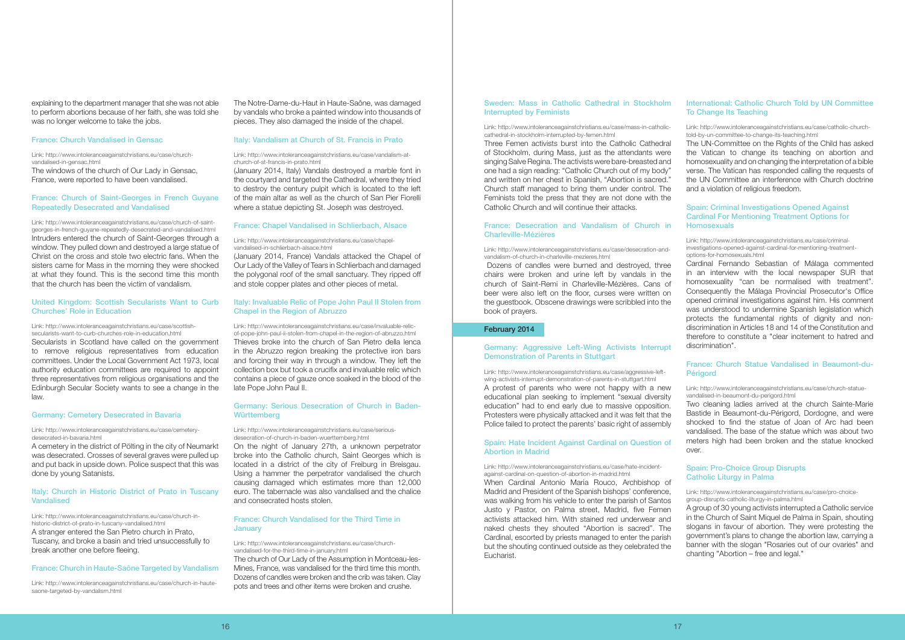explaining to the department manager that she was not able to perform abortions because of her faith, she was told she was no longer welcome to take the jobs.

### France: Church Vandalised in Gensac

Link: http://www.intoleranceagainstchristians.eu/case/church-vandalised-in-gensac.html

The windows of the church of Our Lady in Gensac, France, were reported to have been vandalised.

### France: Church of Saint-Georges in French Guyane Repeatedly Desecrated and Vandalised

Link: http://www.intoleranceagainstchristians.eu/case/church-of-saint-georges-in-french-guyane-repeatedly-desecrated-and-vandalised.html

Intruders entered the church of Saint-Georges through a window. They pulled down and destroyed a large statue of Christ on the cross and stole two electric fans. When the sisters came for Mass in the morning they were shocked at what they found. This is the second time this month that the church has been the victim of vandalism.

### United Kingdom: Scottish Secularists Want to Curb Churches' Role in Education

Link: http://www.intoleranceagainstchristians.eu/case/scottish-secularists-want-to-curb-churches-role-in-education.html

Secularists in Scotland have called on the government to remove religious representatives from education committees. Under the Local Government Act 1973, local authority education committees are required to appoint three representatives from religious organisations and the Edinburgh Secular Society wants to see a change in the law.

### Germany: Cemetery Desecrated in Bavaria

Link: http://www.intoleranceagainstchristians.eu/case/cemetery-desecrated-in-bavaria.html

A cemetery in the district of Pölting in the city of Neumarkt was desecrated. Crosses of several graves were pulled up and put back in upside down. Police suspect that this was done by young Satanists.

### Italy: Church in Historic District of Prato in Tuscany Vandalised

Link: http://www.intoleranceagainstchristians.eu/case/church-in-historic-district-of-prato-in-tuscany-vandalised.html

A stranger entered the San Pietro church in Prato, Tuscany, and broke a basin and tried unsuccessfully to break another one before fleeing.

### France: Church in Haute-Saône Targeted by Vandalism

Link: http://www.intoleranceagainstchristians.eu/case/church-in-haute-saone-targeted-by-vandalism.html

The Notre-Dame-du-Haut in Haute-Saône, was damaged by vandals who broke a painted window into thousands of pieces. They also damaged the inside of the chapel.

### Italy: Vandalism at Church of St. Francis in Prato

Link: http://www.intoleranceagainstchristians.eu/case/vandalism-at-church-of-st-francis-in-prato.html

(January 2014, Italy) Vandals destroyed a marble font in the courtyard and targeted the Cathedral, where they tried to destroy the century pulpit which is located to the left of the main altar as well as the church of San Pier Fiorelli where a statue depicting St. Joseph was destroyed.

### France: Chapel Vandalised in Schlierbach, Alsace

Link: http://www.intoleranceagainstchristians.eu/case/chapel-vandalised-in-schlierbach-alsace.html

(January 2014, France) Vandals attacked the Chapel of Our Lady of the Valley of Tears in Schlierbach and damaged the polygonal roof of the small sanctuary. They ripped off and stole copper plates and other pieces of metal.

### Italy: Invaluable Relic of Pope John Paul II Stolen from Chapel in the Region of Abruzzo

Link: http://www.intoleranceagainstchristians.eu/case/invaluable-relic-of-pope-john-paul-ii-stolen-from-chapel-in-the-region-of-abruzzo.html

Thieves broke into the church of San Pietro della lenca in the Abruzzo region breaking the protective iron bars and forcing their way in through a window. They left the collection box but took a crucifix and invaluable relic which contains a piece of gauze once soaked in the blood of the late Pope John Paul II.

### Germany: Serious Desecration of Church in Baden-Württemberg

Link: http://www.intoleranceagainstchristians.eu/case/serious-desecration-of-church-in-baden-wuerttemberg.html

On the night of January 27th, a unknown perpetrator broke into the Catholic church, Saint Georges which is located in a district of the city of Freiburg in Breisgau. Using a hammer the perpetrator vandalised the church causing damaged which estimates more than 12,000 euro. The tabernacle was also vandalised and the chalice and consecrated hosts stolen.

### France: Church Vandalised for the Third Time in January

Link: http://www.intoleranceagainstchristians.eu/case/church-vandalised-for-the-third-time-in-january.html

The church of Our Lady of the Assumption in Montceau-les-Mines, France, was vandalised for the third time this month. Dozens of candles were broken and the crib was taken. Clay pots and trees and other items were broken and crushe.

### Sweden: Mass in Catholic Cathedral in Stockholm Interrupted by Feminists

Link: http://www.intoleranceagainstchristians.eu/case/mass-in-catholic-cathedral-in-stockholm-interrupted-by-femen.html

Three Femen activists burst into the Catholic Cathedral of Stockholm, during Mass, just as the attendants were singing Salve Regina. The activists were bare-breasted and one had a sign reading: "Catholic Church out of my body" and written on her chest in Spanish, "Abortion is sacred." Church staff managed to bring them under control. The Feminists told the press that they are not done with the Catholic Church and will continue their attacks.

### France: Desecration and Vandalism of Church in Charleville-Mézières

Link: http://www.intoleranceagainstchristians.eu/case/desecration-and-vandalism-of-church-in-charleville-mezieres.html

Dozens of candles were burned and destroyed, three chairs were broken and urine left by vandals in the church of Saint-Remi in Charleville-Mézières. Cans of beer were also left on the floor, curses were written on the guestbook. Obscene drawings were scribbled into the book of prayers.

## February 2014

### Germany: Aggressive Left-Wing Activists Interrupt Demonstration of Parents in Stuttgart

Link: http://www.intoleranceagainstchristians.eu/case/aggressive-left-wing-activists-interrupt-demonstration-of-parents-in-stuttgart.html

A protest of parents who were not happy with a new educational plan seeking to implement "sexual diversity education" had to end early due to massive opposition. Protesters were physically attacked and it was felt that the Police failed to protect the parents' basic right of assembly

### Spain: Hate Incident Against Cardinal on Question of Abortion in Madrid

Link: http://www.intoleranceagainstchristians.eu/case/hate-incident-against-cardinal-on-question-of-abortion-in-madrid.html

When Cardinal Antonio Maria Rouco, Archbishop of Madrid and President of the Spanish bishops' conference, was walking from his vehicle to enter the parish of Santos Justo y Pastor, on Palma street, Madrid, five Femen activists attacked him. With stained red underwear and naked chests they shouted "Abortion is sacred". The Cardinal, escorted by priests managed to enter the parish but the shouting continued outside as they celebrated the Eucharist.

### International: Catholic Church Told by UN Committee To Change Its Teaching

Link: http://www.intoleranceagainstchristians.eu/case/catholic-church-told-by-un-committee-to-change-its-teaching.html

The UN-Committee on the Rights of the Child has asked the Vatican to change its teaching on abortion and homosexuality and on changing the interpretation of a bible verse. The Vatican has responded calling the requests of the UN Committee an interference with Church doctrine and a violation of religious freedom.

### Spain: Criminal Investigations Opened Against Cardinal For Mentioning Treatment Options for Homosexuals

Link: http://www.intoleranceagainstchristians.eu/case/criminal-investigations-opened-against-cardinal-for-mentioning-treatment-options-for-homosexuals.html

Cardinal Fernando Sebastian of Málaga commented in an interview with the local newspaper SUR that homosexuality "can be normalised with treatment". Consequently the Málaga Provincial Prosecutor's Office opened criminal investigations against him. His comment was understood to undermine Spanish legislation which protects the fundamental rights of dignity and non-discrimination in Articles 18 and 14 of the Constitution and therefore to constitute a "clear incitement to hatred and discrimination".

### France: Church Statue Vandalised in Beaumont-du-Périgord

Link: http://www.intoleranceagainstchristians.eu/case/church-statue-vandalised-in-beaumont-du-perigord.html

Two cleaning ladies arrived at the church Sainte-Marie Bastide in Beaumont-du-Périgord, Dordogne, and were shocked to find the statue of Joan of Arc had been vandalised. The base of the statue which was about two meters high had been broken and the statue knocked over.

### Spain: Pro-Choice Group Disrupts Catholic Liturgy in Palma

Link: http://www.intoleranceagainstchristians.eu/case/pro-choice-group-disrupts-catholic-liturgy-in-palma.html

A group of 30 young activists interrupted a Catholic service in the Church of Saint Miquel de Palma in Spain, shouting slogans in favour of abortion. They were protesting the government's plans to change the abortion law, carrying a banner with the slogan "Rosaries out of our ovaries" and chanting "Abortion – free and legal."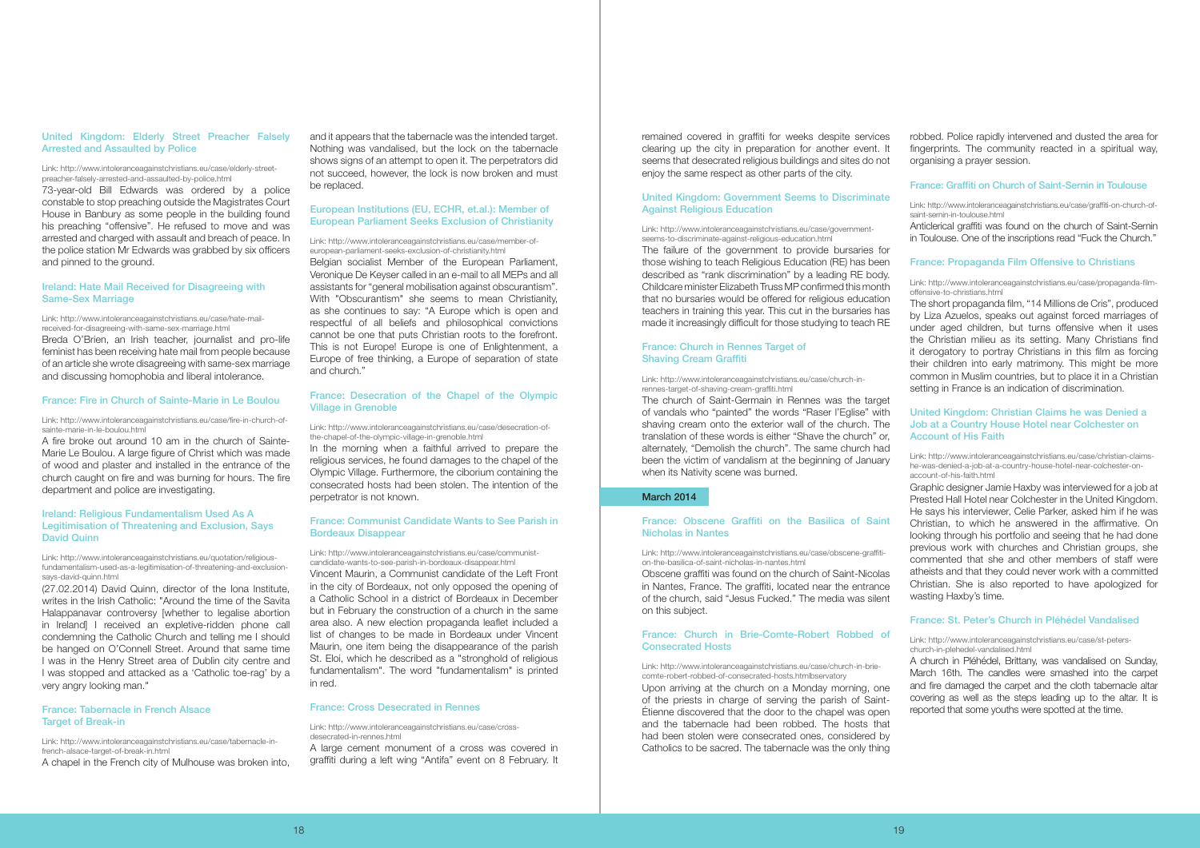### United Kingdom: Elderly Street Preacher Falsely Arrested and Assaulted by Police

Link: http://www.intoleranceagainstchristians.eu/case/elderly-street-preacher-falsely-arrested-and-assaulted-by-police.html

73-year-old Bill Edwards was ordered by a police constable to stop preaching outside the Magistrates Court House in Banbury as some people in the building found his preaching "offensive". He refused to move and was arrested and charged with assault and breach of peace. In the police station Mr Edwards was grabbed by six officers and pinned to the ground.

### Ireland: Hate Mail Received for Disagreeing with Same-Sex Marriage

Link: http://www.intoleranceagainstchristians.eu/case/hate-mail-received-for-disagreeing-with-same-sex-marriage.html

Breda O'Brien, an Irish teacher, journalist and pro-life feminist has been receiving hate mail from people because of an article she wrote disagreeing with same-sex marriage and discussing homophobia and liberal intolerance.

### France: Fire in Church of Sainte-Marie in Le Boulou

Link: http://www.intoleranceagainstchristians.eu/case/fire-in-church-of-sainte-marie-in-le-boulou.html

A fire broke out around 10 am in the church of Sainte-Marie Le Boulou. A large figure of Christ which was made of wood and plaster and installed in the entrance of the church caught on fire and was burning for hours. The fire department and police are investigating.

### Ireland: Religious Fundamentalism Used As A Legitimisation of Threatening and Exclusion, Says David Quinn

Link: http://www.intoleranceagainstchristians.eu/quotation/religious-fundamentalism-used-as-a-legitimisation-of-threatening-and-exclusion-says-david-quinn.html

(27.02.2014) David Quinn, director of the Iona Institute, writes in the Irish Catholic: "Around the time of the Savita Halappanavar controversy [whether to legalise abortion in Ireland] I received an expletive-ridden phone call condemning the Catholic Church and telling me I should be hanged on O'Connell Street. Around that same time I was in the Henry Street area of Dublin city centre and I was stopped and attacked as a 'Catholic toe-rag' by a very angry looking man."

### France: Tabernacle in French Alsace Target of Break-in

Link: http://www.intoleranceagainstchristians.eu/case/tabernacle-in-french-alsace-target-of-break-in.html

A chapel in the French city of Mulhouse was broken into, and it appears that the tabernacle was the intended target. Nothing was vandalised, but the lock on the tabernacle shows signs of an attempt to open it. The perpetrators did not succeed, however, the lock is now broken and must be replaced.

### European Institutions (EU, ECHR, et.al.): Member of European Parliament Seeks Exclusion of Christianity

Link: http://www.intoleranceagainstchristians.eu/case/member-of-european-parliament-seeks-exclusion-of-christianity.html

Belgian socialist Member of the European Parliament, Veronique De Keyser called in an e-mail to all MEPs and all assistants for "general mobilisation against obscurantism". With "Obscurantism" she seems to mean Christianity, as she continues to say: "A Europe which is open and respectful of all beliefs and philosophical convictions cannot be one that puts Christian roots to the forefront. This is not Europe! Europe is one of Enlightenment, a Europe of free thinking, a Europe of separation of state and church."

### France: Desecration of the Chapel of the Olympic Village in Grenoble

Link: http://www.intoleranceagainstchristians.eu/case/desecration-of-the-chapel-of-the-olympic-village-in-grenoble.html

In the morning when a faithful arrived to prepare the religious services, he found damages to the chapel of the Olympic Village. Furthermore, the ciborium containing the consecrated hosts had been stolen. The intention of the perpetrator is not known.

### France: Communist Candidate Wants to See Parish in Bordeaux Disappear

Link: http://www.intoleranceagainstchristians.eu/case/communist-candidate-wants-to-see-parish-in-bordeaux-disappear.html

Vincent Maurin, a Communist candidate of the Left Front in the city of Bordeaux, not only opposed the opening of a Catholic School in a district of Bordeaux in December but in February the construction of a church in the same area also. A new election propaganda leaflet included a list of changes to be made in Bordeaux under Vincent Maurin, one item being the disappearance of the parish St. Eloi, which he described as a "stronghold of religious fundamentalism". The word "fundamentalism" is printed in red.

### France: Cross Desecrated in Rennes

Link: http://www.intoleranceagainstchristians.eu/case/cross-desecrated-in-rennes.html

A large cement monument of a cross was covered in graffiti during a left wing "Antifa" event on 8 February. It remained covered in graffiti for weeks despite services clearing up the city in preparation for another event. It seems that desecrated religious buildings and sites do not enjoy the same respect as other parts of the city.

### United Kingdom: Government Seems to Discriminate Against Religious Education

Link: http://www.intoleranceagainstchristians.eu/case/government-seems-to-discriminate-against-religious-education.html

The failure of the government to provide bursaries for those wishing to teach Religious Education (RE) has been described as "rank discrimination" by a leading RE body. Childcare minister Elizabeth Truss MP confirmed this month that no bursaries would be offered for religious education teachers in training this year. This cut in the bursaries has made it increasingly difficult for those studying to teach RE

### France: Church in Rennes Target of Shaving Cream Graffiti

Link: http://www.intoleranceagainstchristians.eu/case/church-in-rennes-target-of-shaving-cream-graffiti.html

The church of Saint-Germain in Rennes was the target of vandals who "painted" the words "Raser l'Eglise" with shaving cream onto the exterior wall of the church. The translation of these words is either "Shave the church" or, alternately, "Demolish the church". The same church had been the victim of vandalism at the beginning of January when its Nativity scene was burned.

## March 2014

### France: Obscene Graffiti on the Basilica of Saint Nicholas in Nantes

Link: http://www.intoleranceagainstchristians.eu/case/obscene-graffiti-on-the-basilica-of-saint-nicholas-in-nantes.html

Obscene graffiti was found on the church of Saint-Nicolas in Nantes, France. The graffiti, located near the entrance of the church, said "Jesus Fucked." The media was silent on this subject.

### France: Church in Brie-Comte-Robert Robbed of Consecrated Hosts

Link: http://www.intoleranceagainstchristians.eu/case/church-in-brie-comte-robert-robbed-of-consecrated-hosts.htmlbservatory

Upon arriving at the church on a Monday morning, one of the priests in charge of serving the parish of Saint-Étienne discovered that the door to the chapel was open and the tabernacle had been robbed. The hosts that had been stolen were consecrated ones, considered by Catholics to be sacred. The tabernacle was the only thing robbed. Police rapidly intervened and dusted the area for fingerprints. The community reacted in a spiritual way, organising a prayer session.

### France: Graffiti on Church of Saint-Sernin in Toulouse

Link: http://www.intoleranceagainstchristians.eu/case/graffiti-on-church-of-saint-sernin-in-toulouse.html

Anticlerical graffiti was found on the church of Saint-Sernin in Toulouse. One of the inscriptions read "Fuck the Church."

### France: Propaganda Film Offensive to Christians

Link: http://www.intoleranceagainstchristians.eu/case/propaganda-film-offensive-to-christians.html

The short propaganda film, "14 Millions de Cris", produced by Liza Azuelos, speaks out against forced marriages of under aged children, but turns offensive when it uses the Christian milieu as its setting. Many Christians find it derogatory to portray Christians in this film as forcing their children into early matrimony. This might be more common in Muslim countries, but to place it in a Christian setting in France is an indication of discrimination.

### United Kingdom: Christian Claims he was Denied a Job at a Country House Hotel near Colchester on Account of His Faith

Link: http://www.intoleranceagainstchristians.eu/case/christian-claims-he-was-denied-a-job-at-a-country-house-hotel-near-colchester-on-account-of-his-faith.html

Graphic designer Jamie Haxby was interviewed for a job at Prested Hall Hotel near Colchester in the United Kingdom. He says his interviewer, Celie Parker, asked him if he was Christian, to which he answered in the affirmative. On looking through his portfolio and seeing that he had done previous work with churches and Christian groups, she commented that she and other members of staff were atheists and that they could never work with a committed Christian. She is also reported to have apologized for wasting Haxby's time.

### France: St. Peter's Church in Pléhédel Vandalised

Link: http://www.intoleranceagainstchristians.eu/case/st-peters-church-in-plehedel-vandalised.html

A church in Pléhédel, Brittany, was vandalised on Sunday, March 16th. The candles were smashed into the carpet and fire damaged the carpet and the cloth tabernacle altar covering as well as the steps leading up to the altar. It is reported that some youths were spotted at the time.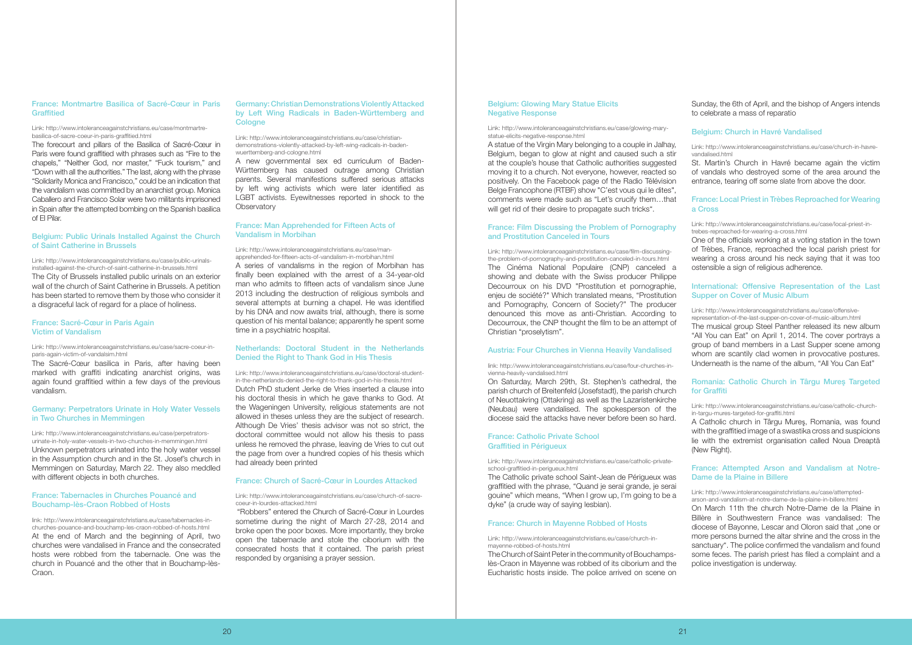### France: Montmartre Basilica of Sacré-Cœur in Paris Graffitied

Link: http://www.intoleranceagainstchristians.eu/case/montmartre-basilica-of-sacre-coeur-in-paris-graffitied.html

The forecourt and pillars of the Basilica of Sacré-Cœur in Paris were found graffitied with phrases such as "Fire to the chapels," "Neither God, nor master," "Fuck tourism," and "Down with all the authorities." The last, along with the phrase "Solidarity Monica and Francisco," could be an indication that the vandalism was committed by an anarchist group. Monica Caballero and Francisco Solar were two militants imprisoned in Spain after the attempted bombing on the Spanish basilica of El Pilar.

### Belgium: Public Urinals Installed Against the Church of Saint Catherine in Brussels

Link: http://www.intoleranceagainstchristians.eu/case/public-urinals-installed-against-the-church-of-saint-catherine-in-brussels.html

The City of Brussels installed public urinals on an exterior wall of the church of Saint Catherine in Brussels. A petition has been started to remove them by those who consider it a disgraceful lack of regard for a place of holiness.

### France: Sacré-Cœur in Paris Again Victim of Vandalism

Link: http://www.intoleranceagainstchristians.eu/case/sacre-coeur-in-paris-again-victim-of-vandalsim.html

The Sacré-Cœur basilica in Paris, after having been marked with graffiti indicating anarchist origins, was again found graffitied within a few days of the previous vandalism.

### Germany: Perpetrators Urinate in Holy Water Vessels in Two Churches in Memmingen

Link: http://www.intoleranceagainstchristians.eu/case/perpetrators-urinate-in-holy-water-vessels-in-two-churches-in-memmingen.html

Unknown perpetrators urinated into the holy water vessel in the Assumption church and in the St. Josef's church in Memmingen on Saturday, March 22. They also meddled with different objects in both churches.

### France: Tabernacles in Churches Pouancé and Bouchamp-lès-Craon Robbed of Hosts

link: http://www.intoleranceagainstchristians.eu/case/tabernacles-in-churches-pouance-and-bouchamp-les-craon-robbed-of-hosts.html

At the end of March and the beginning of April, two churches were vandalised in France and the consecrated hosts were robbed from the tabernacle. One was the church in Pouancé and the other that in Bouchamp-lès-Craon.

### Germany: Christian Demonstrations Violently Attacked by Left Wing Radicals in Baden-Württemberg and Cologne

Link: http://www.intoleranceagainstchristians.eu/case/christian-demonstrations-violently-attacked-by-left-wing-radicals-in-baden-wuerttemberg-and-cologne.html

A new governmental sex ed curriculum of Baden-Württemberg has caused outrage among Christian parents. Several manifestions suffered serious attacks by left wing activists which were later identified as LGBT activists. Eyewitnesses reported in shock to the Observatory

### France: Man Apprehended for Fifteen Acts of Vandalism in Morbihan

Link: http://www.intoleranceagainstchristians.eu/case/man-apprehended-for-fifteen-acts-of-vandalism-in-morbihan.html

A series of vandalisms in the region of Morbihan has finally been explained with the arrest of a 34-year-old man who admits to fifteen acts of vandalism since June 2013 including the destruction of religious symbols and several attempts at burning a chapel. He was identified by his DNA and now awaits trial, although, there is some question of his mental balance; apparently he spent some time in a psychiatric hospital.

### Netherlands: Doctoral Student in the Netherlands Denied the Right to Thank God in His Thesis

Link: http://www.intoleranceagainstchristians.eu/case/doctoral-student-in-the-netherlands-denied-the-right-to-thank-god-in-his-thesis.html

Dutch PhD student Jerke de Vries inserted a clause into his doctoral thesis in which he gave thanks to God. At the Wageningen University, religious statements are not allowed in theses unless they are the subject of research. Although De Vries' thesis advisor was not so strict, the doctoral committee would not allow his thesis to pass unless he removed the phrase, leaving de Vries to cut out the page from over a hundred copies of his thesis which had already been printed

### France: Church of Sacré-Cœur in Lourdes Attacked

Link: http://www.intoleranceagainstchristians.eu/case/church-of-sacre-coeur-in-lourdes-attacked.html

"Robbers" entered the Church of Sacré-Cœur in Lourdes sometime during the night of March 27-28, 2014 and broke open the poor boxes. More importantly, they broke open the tabernacle and stole the ciborium with the consecrated hosts that it contained. The parish priest responded by organising a prayer session.

### Belgium: Glowing Mary Statue Elicits Negative Response

Link: http://www.intoleranceagainstchristians.eu/case/glowing-mary-statue-elicits-negative-response.html

A statue of the Virgin Mary belonging to a couple in Jalhay, Belgium, began to glow at night and caused such a stir at the couple's house that Catholic authorities suggested moving it to a church. Not everyone, however, reacted so positively. On the Facebook page of the Radio Télévision Belge Francophone (RTBF) show "C'est vous qui le dites", comments were made such as "Let's crucify them…that will get rid of their desire to propagate such tricks".

### France: Film Discussing the Problem of Pornography and Prostitution Canceled in Tours

Link: http://www.intoleranceagainstchristians.eu/case/film-discussing-the-problem-of-pornography-and-prostitution-canceled-in-tours.html

The Cinéma National Populaire (CNP) canceled a showing and debate with the Swiss producer Philippe Decourroux on his DVD "Prostitution et pornographie, enjeu de société?" Which translated means, "Prostitution and Pornography, Concern of Society?" The producer denounced this move as anti-Christian. According to Decourroux, the CNP thought the film to be an attempt of Christian "proselytism".

### Austria: Four Churches in Vienna Heavily Vandalised

link: http://www.intoleranceagainstchristians.eu/case/four-churches-in-vienna-heavily-vandalised.html

On Saturday, March 29th, St. Stephen's cathedral, the parish church of Breitenfeld (Josefstadt), the parish church of Neuottakring (Ottakring) as well as the Lazaristenkirche (Neubau) were vandalised. The spokesperson of the diocese said the attacks have never before been so hard.

### France: Catholic Private School Graffitied in Périgueux

Link: http://www.intoleranceagainstchristians.eu/case/catholic-private-school-graffitied-in-perigueux.html

The Catholic private school Saint-Jean de Périgueux was graffitied with the phrase, "Quand je serai grande, je serai gouine" which means, "When I grow up, I'm going to be a dyke" (a crude way of saying lesbian).

### France: Church in Mayenne Robbed of Hosts

Link: http://www.intoleranceagainstchristians.eu/case/church-in-mayenne-robbed-of-hosts.html

The Church of Saint Peter in the community of Bouchamps-lès-Craon in Mayenne was robbed of its ciborium and the Eucharistic hosts inside. The police arrived on scene on Sunday, the 6th of April, and the bishop of Angers intends to celebrate a mass of reparatio

### Belgium: Church in Havré Vandalised

Link: http://www.intoleranceagainstchristians.eu/case/church-in-havre-vandalised.html

St. Martin's Church in Havré became again the victim of vandals who destroyed some of the area around the entrance, tearing off some slate from above the door.

### France: Local Priest in Trèbes Reproached for Wearing a Cross

Link: http://www.intoleranceagainstchristians.eu/case/local-priest-in-trebes-reproached-for-wearing-a-cross.html

One of the officials working at a voting station in the town of Trèbes, France, reproached the local parish priest for wearing a cross around his neck saying that it was too ostensible a sign of religious adherence.

### International: Offensive Representation of the Last Supper on Cover of Music Album

Link: http://www.intoleranceagainstchristians.eu/case/offensive-representation-of-the-last-supper-on-cover-of-music-album.html

The musical group Steel Panther released its new album "All You Can Eat" on April 1, 2014. The cover portrays a group of band members in a Last Supper scene among whom are scantily clad women in provocative postures. Underneath is the name of the album, "All You Can Eat"

### Romania: Catholic Church in Târgu Mureș Targeted for Graffiti

Link: http://www.intoleranceagainstchristians.eu/case/catholic-church-in-targu-mures-targeted-for-graffiti.html

A Catholic church in Târgu Mureș, Romania, was found with the graffitied image of a swastika cross and suspicions lie with the extremist organisation called Noua Dreaptă (New Right).

### France: Attempted Arson and Vandalism at Notre-Dame de la Plaine in Billere

Link: http://www.intoleranceagainstchristians.eu/case/attempted-arson-and-vandalism-at-notre-dame-de-la-plaine-in-billere.html

On March 11th the church Notre-Dame de la Plaine in Billère in Southwestern France was vandalised: The diocese of Bayonne, Lescar and Oloron said that „one or more persons burned the altar shrine and the cross in the sanctuary". The police confirmed the vandalism and found some feces. The parish priest has filed a complaint and a police investigation is underway.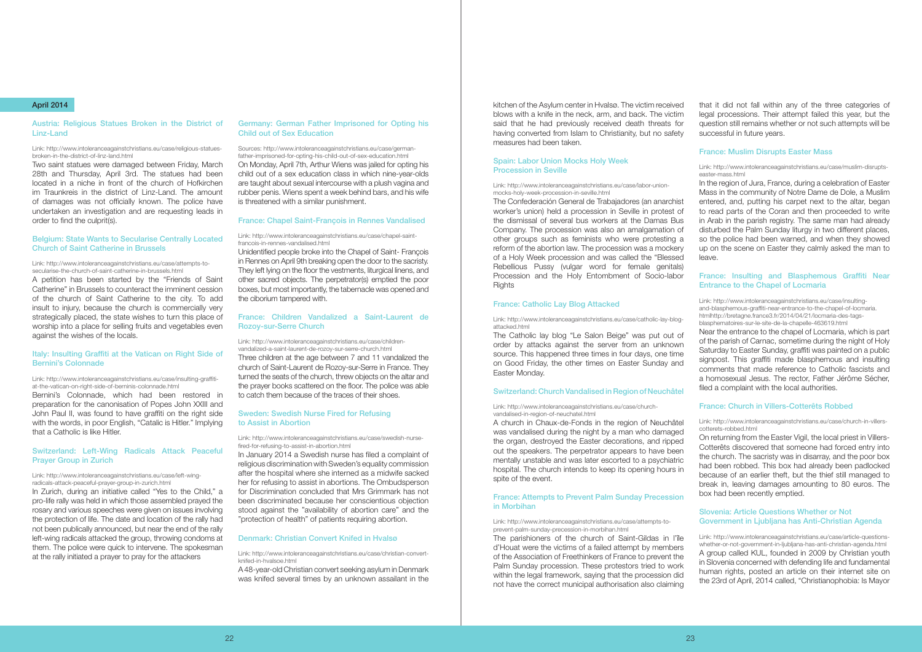## April 2014

### Austria: Religious Statues Broken in the District of Linz-Land

Link: http://www.intoleranceagainstchristians.eu/case/religious-statues-broken-in-the-district-of-linz-land.html

Two saint statues were damaged between Friday, March 28th and Thursday, April 3rd. The statues had been located in a niche in front of the church of Hofkirchen im Traunkreis in the district of Linz-Land. The amount of damages was not officially known. The police have undertaken an investigation and are requesting leads in order to find the culprit(s).

### Belgium: State Wants to Secularise Centrally Located Church of Saint Catherine in Brussels

Link: http://www.intoleranceagainstchristians.eu/case/attempts-to-secularise-the-church-of-saint-catherine-in-brussels.html

A petition has been started by the "Friends of Saint Catherine" in Brussels to counteract the imminent cession of the church of Saint Catherine to the city. To add insult to injury, because the church is commercially very strategically placed, the state wishes to turn this place of worship into a place for selling fruits and vegetables even against the wishes of the locals.

### Italy: Insulting Graffiti at the Vatican on Right Side of Bernini's Colonnade

Link: http://www.intoleranceagainstchristians.eu/case/insulting-graffiti-at-the-vatican-on-right-side-of-berninis-colonnade.html

Bernini's Colonnade, which had been restored in preparation for the canonisation of Popes John XXIII and John Paul II, was found to have graffiti on the right side with the words, in poor English, "Catalic is Hitler." Implying that a Catholic is like Hitler.

### Switzerland: Left-Wing Radicals Attack Peaceful Prayer Group in Zurich

Link: http://www.intoleranceagainstchristians.eu/case/left-wing-radicals-attack-peaceful-prayer-group-in-zurich.html

In Zurich, during an initiative called "Yes to the Child," a pro-life rally was held in which those assembled prayed the rosary and various speeches were given on issues involving the protection of life. The date and location of the rally had not been publically announced, but near the end of the rally left-wing radicals attacked the group, throwing condoms at them. The police were quick to intervene. The spokesman at the rally initiated a prayer to pray for the attackers

### Germany: German Father Imprisoned for Opting his Child out of Sex Education

Sources: http://www.intoleranceagainstchristians.eu/case/german-father-imprisoned-for-opting-his-child-out-of-sex-education.html

On Monday, April 7th, Arthur Wiens was jailed for opting his child out of a sex education class in which nine-year-olds are taught about sexual intercourse with a plush vagina and rubber penis. Wiens spent a week behind bars, and his wife is threatened with a similar punishment.

### France: Chapel Saint-François in Rennes Vandalised

Link: http://www.intoleranceagainstchristians.eu/case/chapel-saint-francois-in-rennes-vandalised.html

Unidentified people broke into the Chapel of Saint- François in Rennes on April 9th breaking open the door to the sacristy. They left lying on the floor the vestments, liturgical linens, and other sacred objects. The perpetrator(s) emptied the poor boxes, but most importantly, the tabernacle was opened and the ciborium tampered with.

### France: Children Vandalized a Saint-Laurent de Rozoy-sur-Serre Church

Link: http://www.intoleranceagainstchristians.eu/case/children-vandalized-a-saint-laurent-de-rozoy-sur-serre-church.html

Three children at the age between 7 and 11 vandalized the church of Saint-Laurent de Rozoy-sur-Serre in France. They turned the seats of the church, threw objects on the altar and the prayer books scattered on the floor. The police was able to catch them because of the traces of their shoes.

### Sweden: Swedish Nurse Fired for Refusing to Assist in Abortion

Link: http://www.intoleranceagainstchristians.eu/case/swedish-nurse-fired-for-refusing-to-assist-in-abortion.html

In January 2014 a Swedish nurse has filed a complaint of religious discrimination with Sweden's equality commission after the hospital where she interned as a midwife sacked her for refusing to assist in abortions. The Ombudsperson for Discrimination concluded that Mrs Grimmark has not been discriminated because her conscientious objection stood against the "availability of abortion care" and the "protection of health" of patients requiring abortion.

### Denmark: Christian Convert Knifed in Hvalsø

Link: http://www.intoleranceagainstchristians.eu/case/christian-convert-knifed-in-hvalsoe.html

A 48-year-old Christian convert seeking asylum in Denmark was knifed several times by an unknown assailant in the kitchen of the Asylum center in Hvalsø. The victim received blows with a knife in the neck, arm, and back. The victim said that he had previously received death threats for having converted from Islam to Christianity, but no safety measures had been taken.

### Spain: Labor Union Mocks Holy Week Procession in Seville

Link: http://www.intoleranceagainstchristians.eu/case/labor-union-mocks-holy-week-procession-in-seville.html

The Confederación General de Trabajadores (an anarchist worker's union) held a procession in Seville in protest of the dismissal of several bus workers at the Damas Bus Company. The procession was also an amalgamation of other groups such as feminists who were protesting a reform of the abortion law. The procession was a mockery of a Holy Week procession and was called the "Blessed Rebellious Pussy (vulgar word for female genitals) Procession and the Holy Entombment of Socio-labor Rights

### France: Catholic Lay Blog Attacked

Link: http://www.intoleranceagainstchristians.eu/case/catholic-lay-blog-attacked.html

The Catholic lay blog "Le Salon Beige" was put out of order by attacks against the server from an unknown source. This happened three times in four days, one time on Good Friday, the other times on Easter Sunday and Easter Monday.

### Switzerland: Church Vandalised in Region of Neuchâtel

Link: http://www.intoleranceagainstchristians.eu/case/church-vandalised-in-region-of-neuchatel.html

A church in Chaux-de-Fonds in the region of Neuchâtel was vandalised during the night by a man who damaged the organ, destroyed the Easter decorations, and ripped out the speakers. The perpetrator appears to have been mentally unstable and was later escorted to a psychiatric hospital. The church intends to keep its opening hours in spite of the event.

### France: Attempts to Prevent Palm Sunday Precession in Morbihan

Link: http://www.intoleranceagainstchristians.eu/case/attempts-to-prevent-palm-sunday-precession-in-morbihan.html

The parishioners of the church of Saint-Gildas in l'île d'Houat were the victims of a failed attempt by members of the Association of Freethinkers of France to prevent the Palm Sunday procession. These protestors tried to work within the legal framework, saying that the procession did not have the correct municipal authorisation also claiming that it did not fall within any of the three categories of legal processions. Their attempt failed this year, but the question still remains whether or not such attempts will be successful in future years.

### France: Muslim Disrupts Easter Mass

Link: http://www.intoleranceagainstchristians.eu/case/muslim-disrupts-easter-mass.html

In the region of Jura, France, during a celebration of Easter Mass in the community of Notre Dame de Dole, a Muslim entered, and, putting his carpet next to the altar, began to read parts of the Coran and then proceeded to write in Arab in the parish registry. The same man had already disturbed the Palm Sunday liturgy in two different places, so the police had been warned, and when they showed up on the scene on Easter they calmly asked the man to leave.

### France: Insulting and Blasphemous Graffiti Near Entrance to the Chapel of Locmaria

Link: http://www.intoleranceagainstchristians.eu/case/insulting-and-blasphemous-graffiti-near-entrance-to-the-chapel-of-locmaria.htmlhttp://bretagne.france3.fr/2014/04/21/locmaria-des-tags-blasphematoires-sur-le-site-de-la-chapelle-463619.html

Near the entrance to the chapel of Locmaria, which is part of the parish of Carnac, sometime during the night of Holy Saturday to Easter Sunday, graffiti was painted on a public signpost. This graffiti made blasphemous and insulting comments that made reference to Catholic fascists and a homosexual Jesus. The rector, Father Jérôme Sécher, filed a complaint with the local authorities.

### France: Church in Villers-Cotterêts Robbed

Link: http://www.intoleranceagainstchristians.eu/case/church-in-villers-cotterets-robbed.html

On returning from the Easter Vigil, the local priest in Villers-Cotterêts discovered that someone had forced entry into the church. The sacristy was in disarray, and the poor box had been robbed. This box had already been padlocked because of an earlier theft, but the thief still managed to break in, leaving damages amounting to 80 euros. The box had been recently emptied.

### Slovenia: Article Questions Whether or Not Government in Ljubljana has Anti-Christian Agenda

Link: http://www.intoleranceagainstchristians.eu/case/article-questions-whether-or-not-government-in-ljubljana-has-anti-christian-agenda.html

A group called KUL, founded in 2009 by Christian youth in Slovenia concerned with defending life and fundamental human rights, posted an article on their internet site on the 23rd of April, 2014 called, "Christianophobia: Is Mayor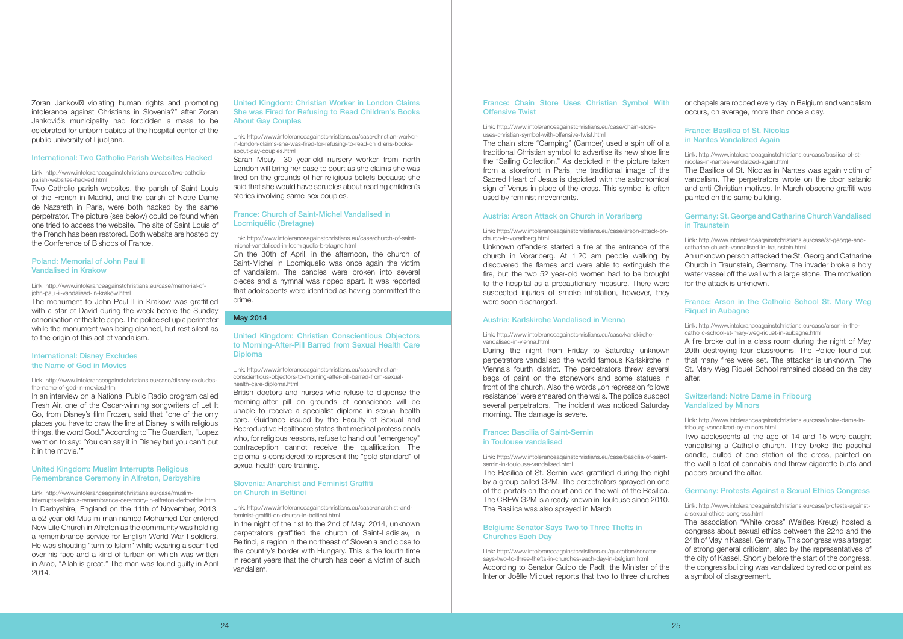Zoran Janković violating human rights and promoting intolerance against Christians in Slovenia?" after Zoran Janković's municipality had forbidden a mass to be celebrated for unborn babies at the hospital center of the public university of Ljubljana.

### International: Two Catholic Parish Websites Hacked

Link: http://www.intoleranceagainstchristians.eu/case/two-catholic-parish-websites-hacked.html

Two Catholic parish websites, the parish of Saint Louis of the French in Madrid, and the parish of Notre Dame de Nazareth in Paris, were both hacked by the same perpetrator. The picture (see below) could be found when one tried to access the website. The site of Saint Louis of the French has been restored. Both website are hosted by the Conference of Bishops of France.

### Poland: Memorial of John Paul II Vandalised in Krakow

Link: http://www.intoleranceagainstchristians.eu/case/memorial-of-john-paul-ii-vandalised-in-krakow.html

The monument to John Paul II in Krakow was graffitied with a star of David during the week before the Sunday canonisation of the late pope. The police set up a perimeter while the monument was being cleaned, but rest silent as to the origin of this act of vandalism.

### International: Disney Excludes the Name of God in Movies

Link: http://www.intoleranceagainstchristians.eu/case/disney-excludes-the-name-of-god-in-movies.html

In an interview on a National Public Radio program called Fresh Air, one of the Oscar-winning songwriters of Let It Go, from Disney's film Frozen, said that "one of the only places you have to draw the line at Disney is with religious things, the word God." According to The Guardian, "Lopez went on to say: 'You can say it in Disney but you can't put it in the movie.'"

### United Kingdom: Muslim Interrupts Religious Remembrance Ceremony in Alfreton, Derbyshire

Link: http://www.intoleranceagainstchristians.eu/case/muslim-interrupts-religious-remembrance-ceremony-in-alfreton-derbyshire.html

In Derbyshire, England on the 11th of November, 2013, a 52 year-old Muslim man named Mohamed Dar entered New Life Church in Alfreton as the community was holding a remembrance service for English World War I soldiers. He was shouting "turn to Islam" while wearing a scarf tied over his face and a kind of turban on which was written in Arab, "Allah is great." The man was found guilty in April 2014.

### United Kingdom: Christian Worker in London Claims She was Fired for Refusing to Read Children's Books About Gay Couples

Link: http://www.intoleranceagainstchristians.eu/case/christian-worker-in-london-claims-she-was-fired-for-refusing-to-read-childrens-books-about-gay-couples.html

Sarah Mbuyi, 30 year-old nursery worker from north London will bring her case to court as she claims she was fired on the grounds of her religious beliefs because she said that she would have scruples about reading children's stories involving same-sex couples.

### France: Church of Saint-Michel Vandalised in Locmiquélic (Bretagne)

Link: http://www.intoleranceagainstchristians.eu/case/church-of-saint-michel-vandalised-in-locmiquelic-bretagne.html

On the 30th of April, in the afternoon, the church of Saint-Michel in Locmiquélic was once again the victim of vandalism. The candles were broken into several pieces and a hymnal was ripped apart. It was reported that adolescents were identified as having committed the crime.

## May 2014

### United Kingdom: Christian Conscientious Objectors to Morning-After-Pill Barred from Sexual Health Care Diploma

Link: http://www.intoleranceagainstchristians.eu/case/christian-conscientious-objectors-to-morning-after-pill-barred-from-sexual-health-care-diploma.html

British doctors and nurses who refuse to dispense the morning-after pill on grounds of conscience will be unable to receive a specialist diploma in sexual health care. Guidance issued by the Faculty of Sexual and Reproductive Healthcare states that medical professionals who, for religious reasons, refuse to hand out "emergency" contraception cannot receive the qualification. The diploma is considered to represent the "gold standard" of sexual health care training.

### Slovenia: Anarchist and Feminist Graffiti on Church in Beltinci

Link: http://www.intoleranceagainstchristians.eu/case/anarchist-and-feminist-graffiti-on-church-in-beltinci.html

In the night of the 1st to the 2nd of May, 2014, unknown perpetrators graffitied the church of Saint-Ladislav, in Beltinci, a region in the northeast of Slovenia and close to the country's border with Hungary. This is the fourth time in recent years that the church has been a victim of such vandalism.

### France: Chain Store Uses Christian Symbol With Offensive Twist

Link: http://www.intoleranceagainstchristians.eu/case/chain-store-uses-christian-symbol-with-offensive-twist.html

The chain store "Camping" (Camper) used a spin off of a traditional Christian symbol to advertise its new shoe line the "Sailing Collection." As depicted in the picture taken from a storefront in Paris, the traditional image of the Sacred Heart of Jesus is depicted with the astronomical sign of Venus in place of the cross. This symbol is often used by feminist movements.

### Austria: Arson Attack on Church in Vorarlberg

Link: http://www.intoleranceagainstchristians.eu/case/arson-attack-on-church-in-vorarlberg.html

Unknown offenders started a fire at the entrance of the church in Vorarlberg. At 1:20 am people walking by discovered the flames and were able to extinguish the fire, but the two 52 year-old women had to be brought to the hospital as a precautionary measure. There were suspected injuries of smoke inhalation, however, they were soon discharged.

### Austria: Karlskirche Vandalised in Vienna

Link: http://www.intoleranceagainstchristians.eu/case/karlskirche-vandalised-in-vienna.html

During the night from Friday to Saturday unknown perpetrators vandalised the world famous Karlskirche in Vienna's fourth district. The perpetrators threw several bags of paint on the stonework and some statues in front of the church. Also the words „on repression follows resistance" were smeared on the walls. The police suspect several perpetrators. The incident was noticed Saturday morning. The damage is severe.

### France: Bascilia of Saint-Sernin in Toulouse vandalised

Link: http://www.intoleranceagainstchristians.eu/case/bascilia-of-saint-sernin-in-toulouse-vandalised.html

The Basilica of St. Sernin was graffitied during the night by a group called G2M. The perpetrators sprayed on one of the portals on the court and on the wall of the Basilica. The CREW G2M is already known in Toulouse since 2010. The Basilica was also sprayed in March

### Belgium: Senator Says Two to Three Thefts in Churches Each Day

Link: http://www.intoleranceagainstchristians.eu/quotation/senator-says-two-to-three-thefts-in-churches-each-day-in-belgium.html

According to Senator Guido de Padt, the Minister of the Interior Joëlle Milquet reports that two to three churches or chapels are robbed every day in Belgium and vandalism occurs, on average, more than once a day.

### France: Basilica of St. Nicolas in Nantes Vandalized Again

Link: http://www.intoleranceagainstchristians.eu/case/basilica-of-st-nicolas-in-nantes-vandalized-again.html

The Basilica of St. Nicolas in Nantes was again victim of vandalism. The perpetrators wrote on the door satanic and anti-Christian motives. In March obscene graffiti was painted on the same building.

### Germany: St. George and Catharine Church Vandalised in Traunstein

Link: http://www.intoleranceagainstchristians.eu/case/st-george-and-catharine-church-vandalised-in-traunstein.html

An unknown person attacked the St. Georg and Catharine Church in Traunstein, Germany. The invader broke a holy water vessel off the wall with a large stone. The motivation for the attack is unknown.

### France: Arson in the Catholic School St. Mary Weg Riquet in Aubagne

Link: http://www.intoleranceagainstchristians.eu/case/arson-in-the-catholic-school-st-mary-weg-riquet-in-aubagne.html

A fire broke out in a class room during the night of May 20th destroying four classrooms. The Police found out that many fires were set. The attacker is unknown. The St. Mary Weg Riquet School remained closed on the day after.

### Switzerland: Notre Dame in Fribourg Vandalized by Minors

Link: http://www.intoleranceagainstchristians.eu/case/notre-dame-in-fribourg-vandalized-by-minors.html

Two adolescents at the age of 14 and 15 were caught vandalising a Catholic church. They broke the paschal candle, pulled of one station of the cross, painted on the wall a leaf of cannabis and threw cigarette butts and papers around the altar.

### Germany: Protests Against a Sexual Ethics Congress

Link: http://www.intoleranceagainstchristians.eu/case/protests-against-a-sexual-ethics-congress.html

The association "White cross" (Weißes Kreuz) hosted a congress about sexual ethics between the 22nd and the 24th of May in Kassel, Germany. This congress was a target of strong general criticism, also by the representatives of the city of Kassel. Shortly before the start of the congress, the congress building was vandalized by red color paint as a symbol of disagreement.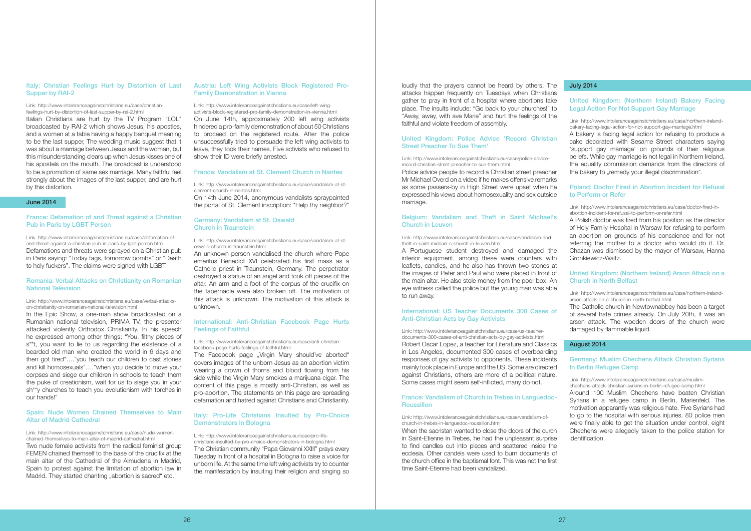### Italy: Christian Feelings Hurt by Distortion of Last Supper by RAI-2

Link: http://www.intoleranceagainstchristians.eu/case/christian-feelings-hurt-by-distortion-of-last-supper-by-rai-2.html

Italian Christians are hurt by the TV Program "LOL" broadcasted by RAI-2 which shows Jesus, his apostles, and a women at a table having a happy banquet meaning to be the last supper, The wedding music suggest that it was about a marriage between Jesus and the woman, but this misunderstanding clears up when Jesus kisses one of his apostels on the mouth. The broadcast is understood to be a promotion of same sex marriage. Many faithful feel strongly about the images of the last supper, and are hurt by this distortion.

## June 2014

### France: Defamation of and Threat against a Christian Pub in Paris by LGBT Person

Link: http://www.intoleranceagainstchristians.eu/case/defamation-of-and-threat-against-a-christian-pub-in-paris-by-lgbt-person.html

Defamations and threats were sprayed on a Christian pub in Paris saying: "Today tags, tomorrow bombs" or "Death to holy fuckers". The claims were signed with LGBT.

### Romania: Verbal Attacks on Christianity on Romanian National Television

Link: http://www.intoleranceagainstchristians.eu/case/verbal-attacks-on-christianity-on-romanian-national-television.html

In the Epic Show, a one-man show broadcasted on a Rumanian national television, PRIMA TV, the presenter attacked violently Orthodox Christianity. In his speech he expressed among other things: "You, filthy pieces of s**t, you want to lie to us regarding the existence of a bearded old man who created the world in 6 days and then got tired"…."you teach our children to cast stones and kill homosexuals"…."when you decide to move your corpses and siege our children in schools to teach them the puke of creationism, wait for us to siege you in your sh**y churches to teach you evolutionism with torches in our hands!"

### Spain: Nude Women Chained Themselves to Main Altar of Madrid Cathedral

Link: http://www.intoleranceagainstchristians.eu/case/nude-women-chained-themselves-to-main-altar-of-madrid-cathedral.html

Two nude female activists from the radical feminist group FEMEN chained themself to the base of the crucifix at the main altar of the Cathedral of the Almudena in Madrid, Spain to protest against the limitation of abortion law in Madrid. They started chanting „abortion is sacred" etc.

### Austria: Left Wing Activists Block Registered Pro-Family Demonstration in Vienna

Link: http://www.intoleranceagainstchristians.eu/case/left-wing-activists-block-registered-pro-family-demonstration-in-vienna.html

On June 14th, approximately 200 left wing activists hindered a pro-family demonstration of about 50 Christians to proceed on the registered route. After the police unsuccessfully tried to persuade the left wing activists to leave, they took their names. Five activists who refused to show their ID were briefly arrested.

### France: Vandalism at St. Clement Church in Nantes

Link: http://www.intoleranceagainstchristians.eu/case/vandalism-at-st-clement-church-in-nantes.html

On 14th June 2014, anonymous vandalists spraypainted the portal of St. Clement inscription: "Help thy neighbor?"

### Germany: Vandalism at St. Oswald Church in Traunstein

Link: http://www.intoleranceagainstchristians.eu/case/vandalism-at-st-oswald-church-in-traunstein.html

An unknown person vandalised the church where Pope emeritus Benedict XVI celebrated his first mass as a Catholic priest in Traunstein, Germany. The perpetrator destroyed a statue of an angel and took off pieces of the altar. An arm and a foot of the corpus of the crucifix on the tabernacle were also broken off. The motivation of this attack is unknown. The motivation of this attack is unknown.

### International: Anti-Christian Facebook Page Hurts Feelings of Faithful

Link: http://www.intoleranceagainstchristians.eu/case/anti-christian-facebook-page-hurts-feelings-of-faithful.html

The Facebook page „Virgin Mary should've aborted" covers images of the unborn Jesus as an abortion victim wearing a crown of thorns and blood flowing from his side while the Virgin Mary smokes a marijuana cigar. The content of this page is mostly anti-Christian, as well as pro-abortion. The statements on this page are spreading defamation and hatred against Christians and Christianity.

### Italy: Pro-Life Christians Insulted by Pro-Choice Demonstrators in Bologna

Link: http://www.intoleranceagainstchristians.eu/case/pro-life-christians-insulted-by-pro-choice-demonstrators-in-bologna.html

The Christian community "Papa Giovanni XXIII" prays every Tuesday in front of a hospital in Bologna to raise a voice for unborn life. At the same time left wing activists try to counter the manifestation by insulting their religion and singing so loudly that the prayers cannot be heard by others. The attacks happen frequently on Tuesdays when Christians gather to pray in front of a hospital where abortions take place. The insults include: "Go back to your churches!" to "Away, away, with ave Marie" and hurt the feelings of the faithful and violate freedom of assembly.

### United Kingdom: Police Advice 'Record Christian Street Preacher To Sue Them'

Link: http://www.intoleranceagainstchristians.eu/case/police-advice-record-christian-street-preacher-to-sue-them.html

Police advice people to record a Christian street preacher Mr Michael Overd on a video if he makes offensive remarks as some passers-by in High Street were upset when he expressed his views about homosexuality and sex outside marriage.

### Belgium: Vandalism and Theft in Saint Michael's Church in Leuven

Link: http://www.intoleranceagainstchristians.eu/case/vandalism-and-theft-in-saint-michael-s-church-in-leuven.html

A Portuguese student destroyed and damaged the interior equipment, among these were counters with leaflets, candles, and he also has thrown two stones at the images of Peter and Paul who were placed in front of the main altar. He also stole money from the poor box. An eye witness called the police but the young man was able to run away.

### International: US Teacher Documents 300 Cases of Anti-Christian Acts by Gay Activists

Link: http://www.intoleranceagainstchristians.eu/case/us-teacher-documents-300-cases-of-anti-christian-acts-by-gay-activists.html

Robert Oscar Lopez, a teacher for Literature and Classics in Los Angeles, documented 300 cases of overboarding responses of gay activists to opponents. These incidents mainly took place in Europe and the US. Some are directed against Christians, others are more of a political nature. Some cases might seem self-inflicted, many do not.

### France: Vandalism of Church in Trebes in Languedoc-Roussillon

Link: http://www.intoleranceagainstchristians.eu/case/vandalism-of-church-in-trebes-in-languedoc-roussillon.html

When the sacristan wanted to close the doors of the curch in Saint-Etienne in Trebes, he had the unpleasant surprise to find candles cut into pieces and scattered inside the ecclesia. Other candels were used to burn documents of the church office in the baptismal font. This was not the first time Saint-Etienne had been vandalized.

## July 2014

### United Kingdom: (Northern Ireland) Bakery Facing Legal Action For Not Support Gay Marriage

Link: http://www.intoleranceagainstchristians.eu/case/northern-ireland-bakery-facing-legal-action-for-not-support-gay-marriage.html

A bakery is facing legal action for refusing to produce a cake decorated with Sesame Street characters saying 'support gay marriage' on grounds of their religious beliefs. While gay marriage is not legal in Northern Ireland, the equality commission demands from the directors of the bakery to „remedy your illegal discrimination".

### Poland: Doctor Fired in Abortion Incident for Refusal to Perform or Refer

Link: http://www.intoleranceagainstchristians.eu/case/doctor-fired-in-abortion-incident-for-refusal-to-perform-or-refer.html

A Polish doctor was fired from his position as the director of Holy Family Hospital in Warsaw for refusing to perform an abortion on grounds of his conscience and for not referring the mother to a doctor who would do it. Dr. Chazan was dismissed by the mayor of Warsaw, Hanna Gronkiewicz-Waltz.

### United Kingdom: (Northern Ireland) Arson Attack on a Church in North Belfast

Link: http://www.intoleranceagainstchristians.eu/case/northern-ireland-arson-attack-on-a-church-in-north-belfast.html

The Catholic church in Newtownabbey has been a target of several hate crimes already. On July 20th, it was an arson attack. The wooden doors of the church were damaged by flammable liquid.

## August 2014

### Germany: Muslim Chechens Attack Christian Syrians In Berlin Refugee Camp

Link: http://www.intoleranceagainstchristians.eu/case/muslim-chechens-attack-christian-syrians-in-berlin-refugee-camp.html

Around 100 Muslim Chechens have beaten Christian Syrians in a refugee camp in Berlin, Marienfeld. The motivation apparently was religious hate. Five Syrians had to go to the hospital with serious injuries. 80 police men were finally able to get the situation under control, eight Chechens were allegedly taken to the police station for identification.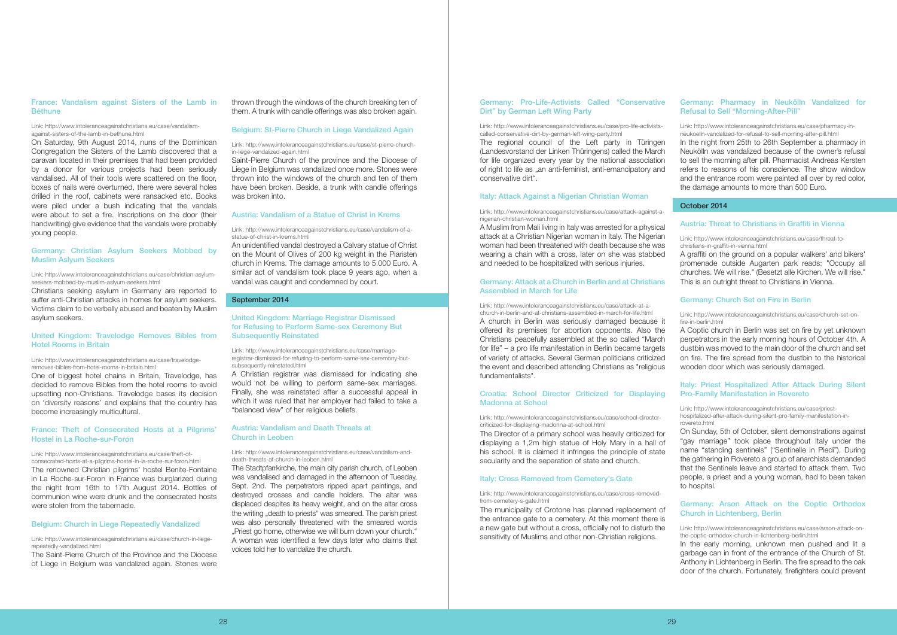### France: Vandalism against Sisters of the Lamb in Béthune

Link: http://www.intoleranceagainstchristians.eu/case/vandalism-against-sisters-of-the-lamb-in-bethune.html

On Saturday, 9th August 2014, nuns of the Dominican Congregation the Sisters of the Lamb discovered that a caravan located in their premises that had been provided by a donor for various projects had been seriously vandalised. All of their tools were scattered on the floor, boxes of nails were overturned, there were several holes drilled in the roof, cabinets were ransacked etc. Books were piled under a bush indicating that the vandals were about to set a fire. Inscriptions on the door (their handwriting) give evidence that the vandals were probably young people.

### Germany: Christian Asylum Seekers Mobbed by Muslim Aslyum Seekers

Link: http://www.intoleranceagainstchristians.eu/case/christian-asylum-seekers-mobbed-by-muslim-aslyum-seekers.html

Christians seeking asylum in Germany are reported to suffer anti-Christian attacks in homes for asylum seekers. Victims claim to be verbally abused and beaten by Muslim asylum seekers.

### United Kingdom: Travelodge Removes Bibles from Hotel Rooms in Britain

Link: http://www.intoleranceagainstchristians.eu/case/travelodge-removes-bibles-from-hotel-rooms-in-britain.html

One of biggest hotel chains in Britain, Travelodge, has decided to remove Bibles from the hotel rooms to avoid upsetting non-Christians. Travelodge bases its decision on 'diversity reasons' and explains that the country has become increasingly multicultural.

### France: Theft of Consecrated Hosts at a Pilgrims' Hostel in La Roche-sur-Foron

Link: http://www.intoleranceagainstchristians.eu/case/theft-of-consecrated-hosts-at-a-pilgrims-hostel-in-la-roche-sur-foron.html

The renowned Christian pilgrims' hostel Benite-Fontaine in La Roche-sur-Foron in France was burglarized during the night from 16th to 17th August 2014. Bottles of communion wine were drunk and the consecrated hosts were stolen from the tabernacle.

### Belgium: Church in Liege Repeatedly Vandalized

Link: http://www.intoleranceagainstchristians.eu/case/church-in-liege-repeatedly-vandalized.html

The Saint-Pierre Church of the Province and the Diocese of Liege in Belgium was vandalized again. Stones were thrown through the windows of the church breaking ten of them. A trunk with candle offerings was also broken again.

### Belgium: St-Pierre Church in Liege Vandalized Again

Link: http://www.intoleranceagainstchristians.eu/case/st-pierre-church-in-liege-vandalized-again.html

Saint-Pierre Church of the province and the Diocese of Liege in Belgium was vandalized once more. Stones were thrown into the windows of the church and ten of them have been broken. Beside, a trunk with candle offerings was broken into.

### Austria: Vandalism of a Statue of Christ in Krems

Link: http://www.intoleranceagainstchristians.eu/case/vandalism-of-a-statue-of-christ-in-krems.html

An unidentified vandal destroyed a Calvary statue of Christ on the Mount of Olives of 200 kg weight in the Piaristen church in Krems. The damage amounts to 5.000 Euro. A similar act of vandalism took place 9 years ago, when a vandal was caught and condemned by court.

## September 2014

### United Kingdom: Marriage Registrar Dismissed for Refusing to Perform Same-sex Ceremony But Subsequently Reinstated

Link: http://www.intoleranceagainstchristians.eu/case/marriage-registrar-dismissed-for-refusing-to-perform-same-sex-ceremony-but-subsequently-reinstated.html

A Christian registrar was dismissed for indicating she would not be willing to perform same-sex marriages. Finally, she was reinstated after a successful appeal in which it was ruled that her employer had failed to take a "balanced view" of her religious beliefs.

### Austria: Vandalism and Death Threats at Church in Leoben

Link: http://www.intoleranceagainstchristians.eu/case/vandalism-and-death-threats-at-church-in-leoben.html

The Stadtpfarrkirche, the main city parish church, of Leoben was vandalised and damaged in the afternoon of Tuesday, Sept. 2nd. The perpetrators ripped apart paintings, and destroyed crosses and candle holders. The altar was displaced despites its heavy weight, and on the altar cross the writing „death to priests" was smeared. The parish priest was also personally threatened with the smeared words „Priest go home, otherwise we will burn down your church." A woman was identified a few days later who claims that voices told her to vandalize the church.

### Germany: Pro-Life-Activists Called "Conservative Dirt" by German Left Wing Party

Link: http://www.intoleranceagainstchristians.eu/case/pro-life-activists-called-conservative-dirt-by-german-left-wing-party.html

The regional council of the Left party in Türingen (Landesvorstand der Linken Thüringens) called the March for life organized every year by the national association of right to life as „an anti-feminist, anti-emancipatory and conservative dirt".

### Italy: Attack Against a Nigerian Christian Woman

Link: http://www.intoleranceagainstchristians.eu/case/attack-against-a-nigerian-christian-woman.html

A Muslim from Mali living in Italy was arrested for a physical attack at a Christian Nigerian woman in Italy. The Nigerian woman had been threatened with death because she was wearing a chain with a cross, later on she was stabbed and needed to be hospitalized with serious injuries.

### Germany: Attack at a Church in Berlin and at Christians Assembled in March for Life

Link: http://www.intoleranceagainstchristians.eu/case/attack-at-a-church-in-berlin-and-at-christians-assembled-in-march-for-life.html

A church in Berlin was seriously damaged because it offered its premises for abortion opponents. Also the Christians peacefully assembled at the so called "March for life" – a pro life manifestation in Berlin became targets of variety of attacks. Several German politicians criticized the event and described attending Christians as "religious fundamentalists".

### Croatia: School Director Criticized for Displaying Madonna at School

Link: http://www.intoleranceagainstchristians.eu/case/school-director-criticized-for-displaying-madonna-at-school.html

The Director of a primary school was heavily criticized for displaying a 1,2m high statue of Holy Mary in a hall of his school. It is claimed it infringes the principle of state secularity and the separation of state and church.

### Italy: Cross Removed from Cemetery's Gate

Link: http://www.intoleranceagainstchristians.eu/case/cross-removed-from-cemetery-s-gate.html

The municipality of Crotone has planned replacement of the entrance gate to a cemetery. At this moment there is a new gate but without a cross, officially not to disturb the sensitivity of Muslims and other non-Christian religions.

### Germany: Pharmacy in Neukölln Vandalized for Refusal to Sell "Morning-After-Pill"

Link: http://www.intoleranceagainstchristians.eu/case/pharmacy-in-neukoelln-vandalized-for-refusal-to-sell-morning-after-pill.html

In the night from 25th to 26th September a pharmacy in Neukölln was vandalized because of the owner's refusal to sell the morning after pill. Pharmacist Andreas Kersten refers to reasons of his conscience. The show window and the entrance room were painted all over by red color, the damage amounts to more than 500 Euro.

## October 2014

### Austria: Threat to Christians in Graffiti in Vienna

Link: http://www.intoleranceagainstchristians.eu/case/threat-to-christians-in-graffiti-in-vienna.html

A graffiti on the ground on a popular walkers' and bikers' promenade outside Augarten park reads: "Occupy all churches. We will rise." (Besetzt alle Kirchen. We will rise." This is an outright threat to Christians in Vienna.

### Germany: Church Set on Fire in Berlin

Link: http://www.intoleranceagainstchristians.eu/case/church-set-on-fire-in-berlin.html

A Coptic church in Berlin was set on fire by yet unknown perpetrators in the early morning hours of October 4th. A dustbin was moved to the main door of the church and set on fire. The fire spread from the dustbin to the historical wooden door which was seriously damaged.

### Italy: Priest Hospitalized After Attack During Silent Pro-Family Manifestation in Rovereto

Link: http://www.intoleranceagainstchristians.eu/case/priest-hospitalized-after-attack-during-silent-pro-family-manifestation-in-rovereto.html

On Sunday, 5th of October, silent demonstrations against "gay marriage" took place throughout Italy under the name "standing sentinels" ("Sentinelle in Piedi"). During the gathering in Rovereto a group of anarchists demanded that the Sentinels leave and started to attack them. Two people, a priest and a young woman, had to been taken to hospital.

### Germany: Arson Attack on the Coptic Orthodox Church in Lichtenberg, Berlin

Link: http://www.intoleranceagainstchristians.eu/case/arson-attack-on-the-coptic-orthodox-church-in-lichtenberg-berlin.html

In the early morning, unknown men pushed and lit a garbage can in front of the entrance of the Church of St. Anthony in Lichtenberg in Berlin. The fire spread to the oak door of the church. Fortunately, firefighters could prevent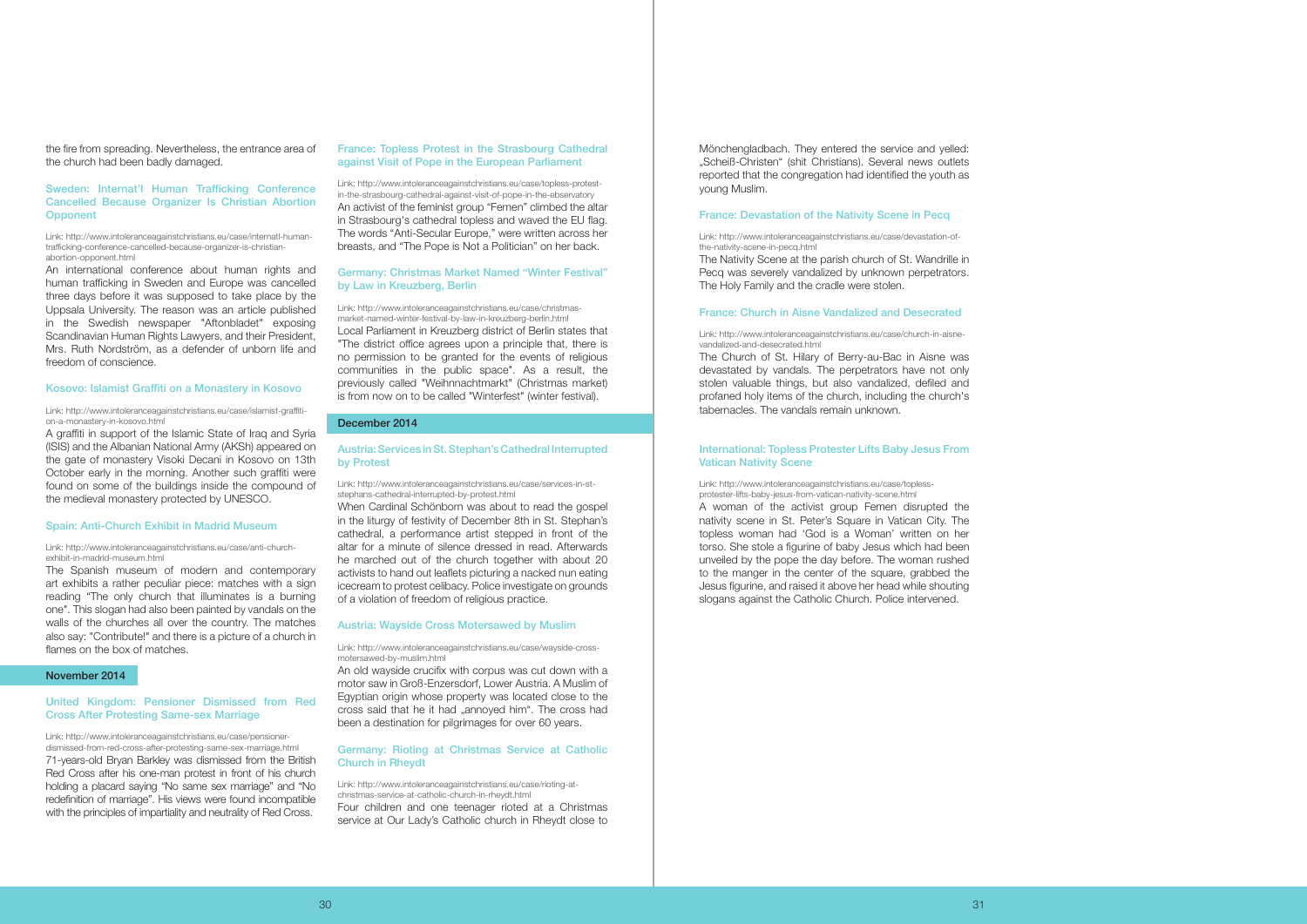the fire from spreading. Nevertheless, the entrance area of the church had been badly damaged.

### Sweden: Internat'l Human Trafficking Conference Cancelled Because Organizer Is Christian Abortion Opponent

Link: http://www.intoleranceagainstchristians.eu/case/internatl-human-trafficking-conference-cancelled-because-organizer-is-christian-abortion-opponent.html

An international conference about human rights and human trafficking in Sweden and Europe was cancelled three days before it was supposed to take place by the Uppsala University. The reason was an article published in the Swedish newspaper "Aftonbladet" exposing Scandinavian Human Rights Lawyers, and their President, Mrs. Ruth Nordström, as a defender of unborn life and freedom of conscience.

### Kosovo: Islamist Graffiti on a Monastery in Kosovo

Link: http://www.intoleranceagainstchristians.eu/case/islamist-graffiti-on-a-monastery-in-kosovo.html

A graffiti in support of the Islamic State of Iraq and Syria (ISIS) and the Albanian National Army (AKSh) appeared on the gate of monastery Visoki Decani in Kosovo on 13th October early in the morning. Another such graffiti were found on some of the buildings inside the compound of the medieval monastery protected by UNESCO.

### Spain: Anti-Church Exhibit in Madrid Museum

Link: http://www.intoleranceagainstchristians.eu/case/anti-church-exhibit-in-madrid-museum.html

The Spanish museum of modern and contemporary art exhibits a rather peculiar piece: matches with a sign reading "The only church that illuminates is a burning one". This slogan had also been painted by vandals on the walls of the churches all over the country. The matches also say: "Contribute!" and there is a picture of a church in flames on the box of matches.

## November 2014

### United Kingdom: Pensioner Dismissed from Red Cross After Protesting Same-sex Marriage

Link: http://www.intoleranceagainstchristians.eu/case/pensioner-dismissed-from-red-cross-after-protesting-same-sex-marriage.html

71-years-old Bryan Barkley was dismissed from the British Red Cross after his one-man protest in front of his church holding a placard saying "No same sex marriage" and "No redefinition of marriage". His views were found incompatible with the principles of impartiality and neutrality of Red Cross.

### France: Topless Protest in the Strasbourg Cathedral against Visit of Pope in the European Parliament

Link: http://www.intoleranceagainstchristians.eu/case/topless-protest-in-the-strasbourg-cathedral-against-visit-of-pope-in-the-ebservatory

An activist of the feminist group "Femen" climbed the altar in Strasbourg's cathedral topless and waved the EU flag. The words "Anti-Secular Europe," were written across her breasts, and "The Pope is Not a Politician" on her back.

### Germany: Christmas Market Named "Winter Festival" by Law in Kreuzberg, Berlin

Link: http://www.intoleranceagainstchristians.eu/case/christmas-market-named-winter-festival-by-law-in-kreuzberg-berlin.html

Local Parliament in Kreuzberg district of Berlin states that "The district office agrees upon a principle that, there is no permission to be granted for the events of religious communities in the public space". As a result, the previously called "Weihnnachtmarkt" (Christmas market) is from now on to be called "Winterfest" (winter festival).

## December 2014

### Austria: Services in St. Stephan's Cathedral Interrupted by Protest

Link: http://www.intoleranceagainstchristians.eu/case/services-in-st-stephans-cathedral-interrupted-by-protest.html

When Cardinal Schönborn was about to read the gospel in the liturgy of festivity of December 8th in St. Stephan's cathedral, a performance artist stepped in front of the altar for a minute of silence dressed in read. Afterwards he marched out of the church together with about 20 activists to hand out leaflets picturing a nacked nun eating icecream to protest celibacy. Police investigate on grounds of a violation of freedom of religious practice.

### Austria: Wayside Cross Motersawed by Muslim

Link: http://www.intoleranceagainstchristians.eu/case/wayside-cross-motersawed-by-muslim.html

An old wayside crucifix with corpus was cut down with a motor saw in Groß-Enzersdorf, Lower Austria. A Muslim of Egyptian origin whose property was located close to the cross said that he it had „annoyed him". The cross had been a destination for pilgrimages for over 60 years.

### Germany: Rioting at Christmas Service at Catholic Church in Rheydt

Link: http://www.intoleranceagainstchristians.eu/case/rioting-at-christmas-service-at-catholic-church-in-rheydt.html

Four children and one teenager rioted at a Christmas service at Our Lady's Catholic church in Rheydt close to Mönchengladbach. They entered the service and yelled: „Scheiß-Christen" (shit Christians). Several news outlets reported that the congregation had identified the youth as young Muslim.

### France: Devastation of the Nativity Scene in Pecq

Link: http://www.intoleranceagainstchristians.eu/case/devastation-of-the-nativity-scene-in-pecq.html

The Nativity Scene at the parish church of St. Wandrille in Pecq was severely vandalized by unknown perpetrators. The Holy Family and the cradle were stolen.

### France: Church in Aisne Vandalized and Desecrated

Link: http://www.intoleranceagainstchristians.eu/case/church-in-aisne-vandalized-and-desecrated.html

The Church of St. Hilary of Berry-au-Bac in Aisne was devastated by vandals. The perpetrators have not only stolen valuable things, but also vandalized, defiled and profaned holy items of the church, including the church's tabernacles. The vandals remain unknown.

### International: Topless Protester Lifts Baby Jesus From Vatican Nativity Scene

Link: http://www.intoleranceagainstchristians.eu/case/topless-protester-lifts-baby-jesus-from-vatican-nativity-scene.html

A woman of the activist group Femen disrupted the nativity scene in St. Peter's Square in Vatican City. The topless woman had 'God is a Woman' written on her torso. She stole a figurine of baby Jesus which had been unveiled by the pope the day before. The woman rushed to the manger in the center of the square, grabbed the Jesus figurine, and raised it above her head while shouting slogans against the Catholic Church. Police intervened.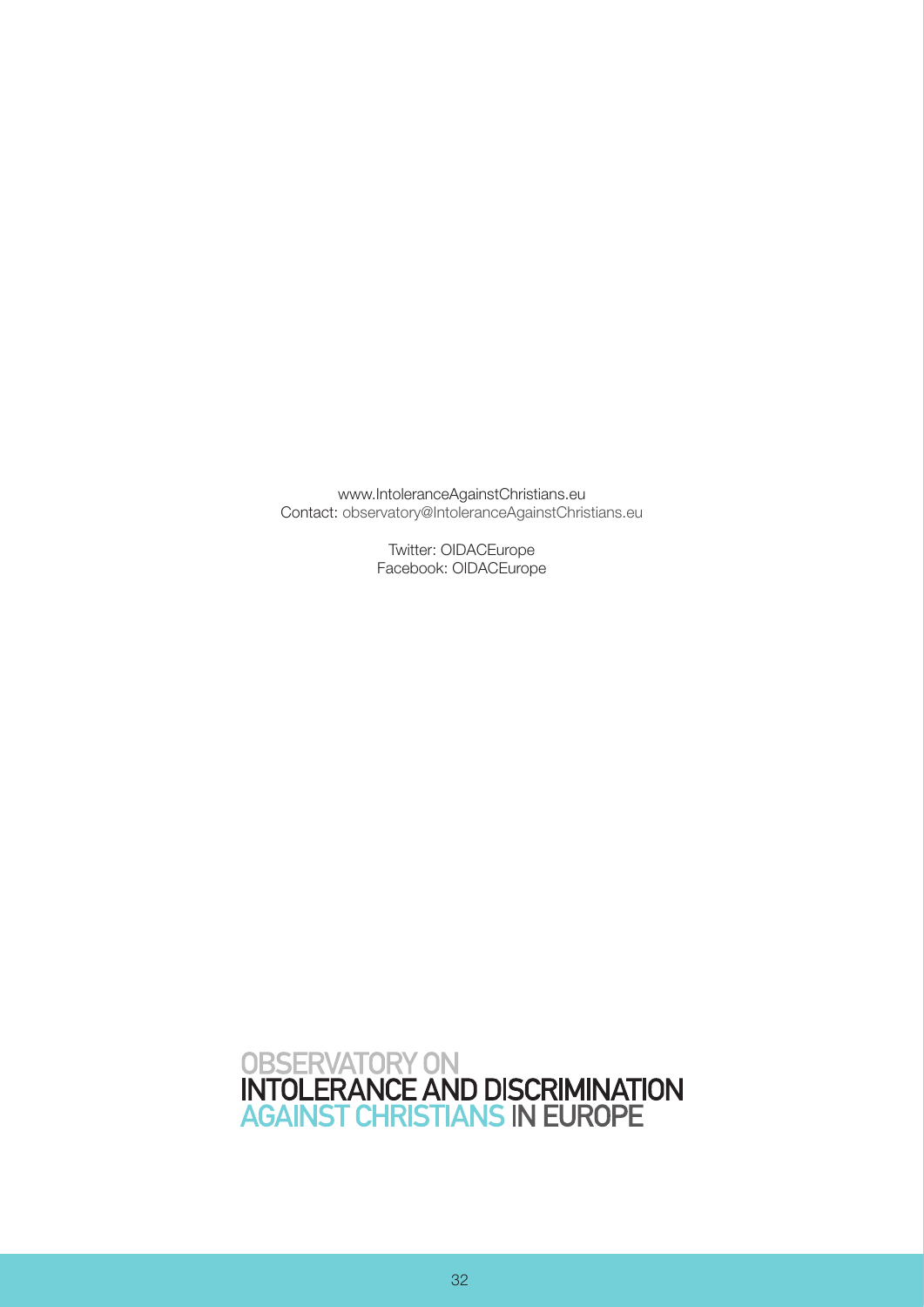www.IntoleranceAgainstChristians.eu
Contact: observatory@IntoleranceAgainstChristians.eu

Twitter: OIDACEurope
Facebook: OIDACEurope

OBSERVATORY ON
INTOLERANCE AND DISCRIMINATION
AGAINST CHRISTIANS IN EUROPE